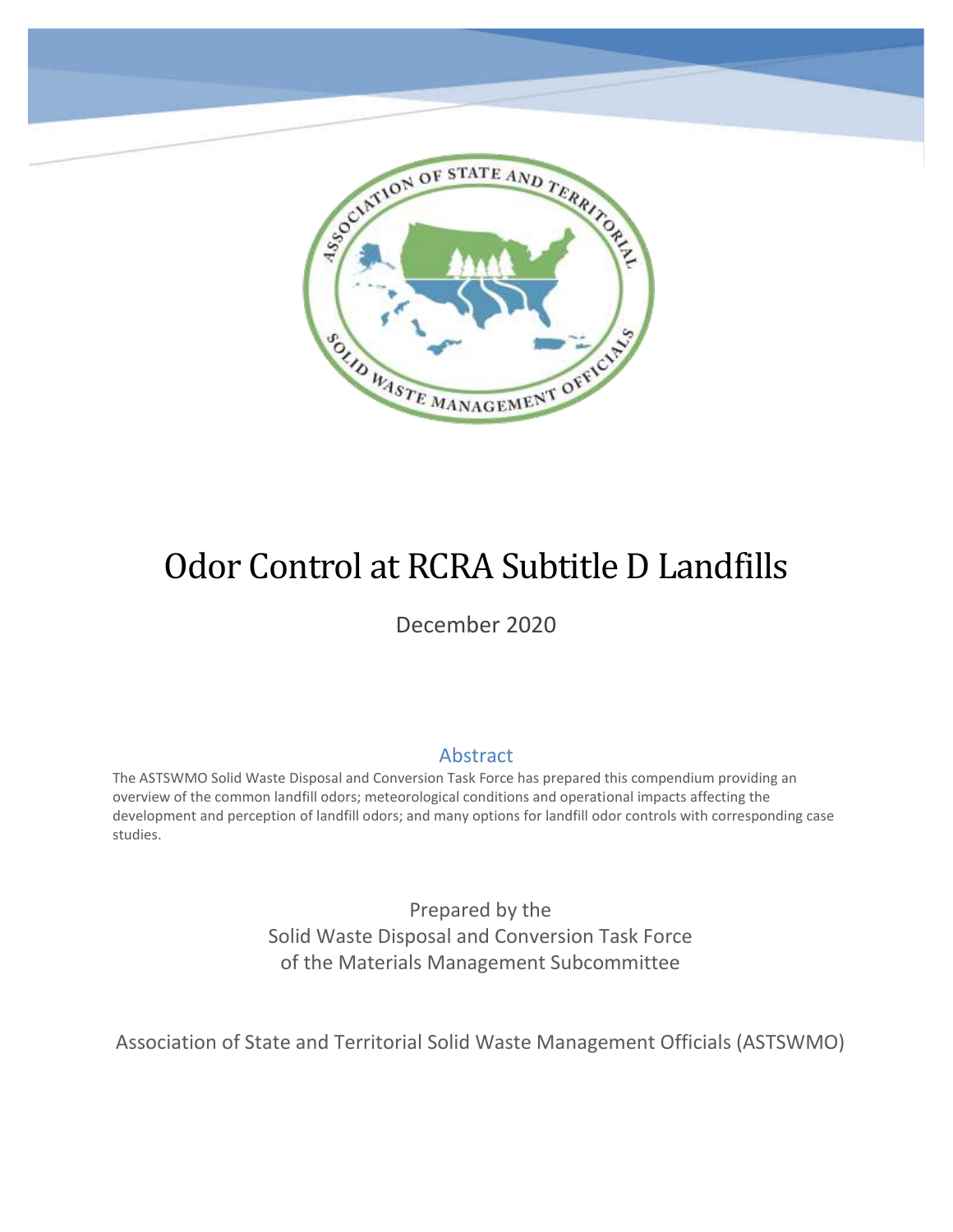# Odor Control at RCRA Subtitle D Landfills

December 2020

## Abstract

The ASTSWMO Solid Waste Disposal and Conversion Task Force has prepared this compendium providing an overview of the common landfill odors; meteorological conditions and operational impacts affecting the development and perception of landfill odors; and many options for landfill odor controls with corresponding case studies.

Prepared by the
Solid Waste Disposal and Conversion Task Force
of the Materials Management Subcommittee

Association of State and Territorial Solid Waste Management Officials (ASTSWMO)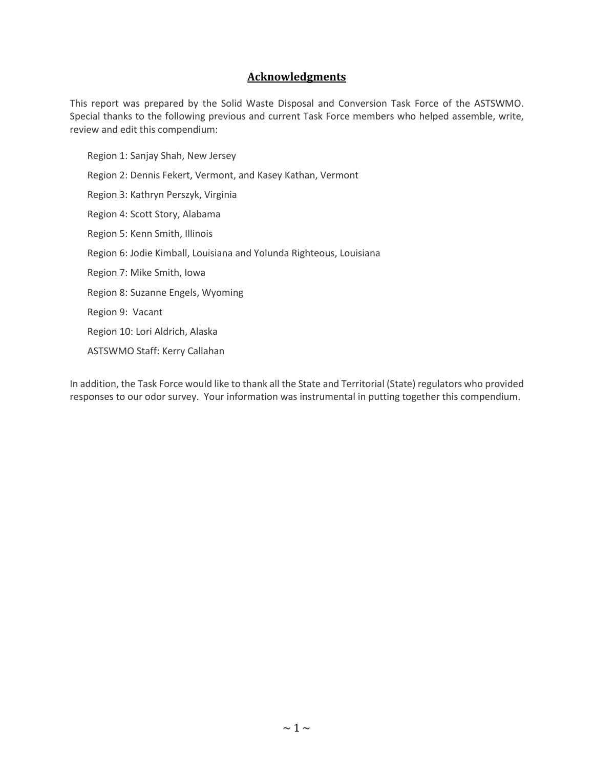## Acknowledgments

This report was prepared by the Solid Waste Disposal and Conversion Task Force of the ASTSWMO. Special thanks to the following previous and current Task Force members who helped assemble, write, review and edit this compendium:

Region 1: Sanjay Shah, New Jersey

Region 2: Dennis Fekert, Vermont, and Kasey Kathan, Vermont

Region 3: Kathryn Perszyk, Virginia

Region 4: Scott Story, Alabama

Region 5: Kenn Smith, Illinois

Region 6: Jodie Kimball, Louisiana and Yolunda Righteous, Louisiana

Region 7: Mike Smith, Iowa

Region 8: Suzanne Engels, Wyoming

Region 9: Vacant

Region 10: Lori Aldrich, Alaska

ASTSWMO Staff: Kerry Callahan

In addition, the Task Force would like to thank all the State and Territorial (State) regulators who provided responses to our odor survey. Your information was instrumental in putting together this compendium.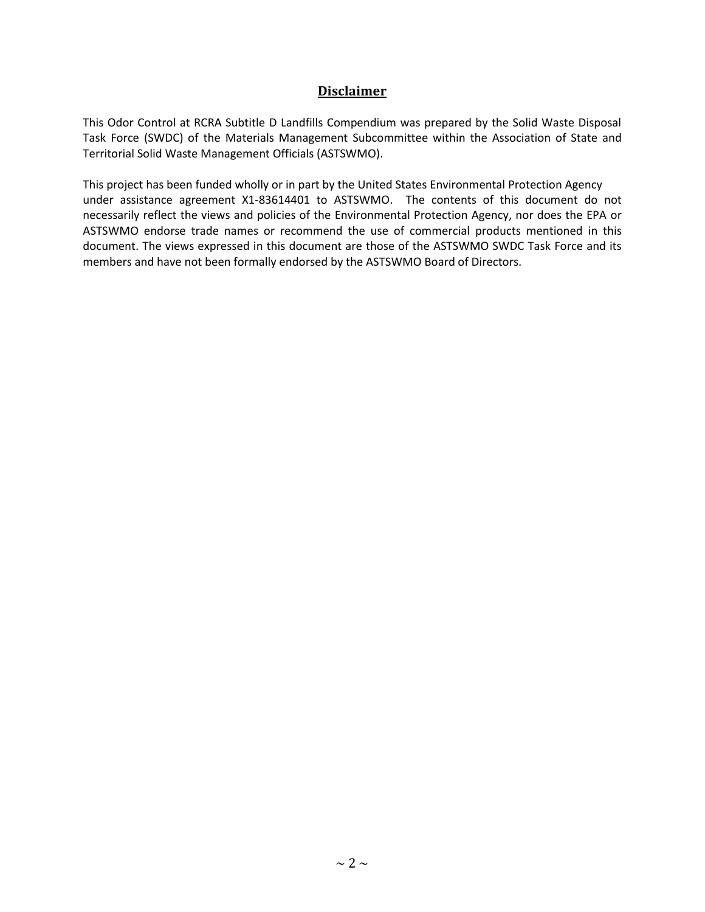## Disclaimer

This Odor Control at RCRA Subtitle D Landfills Compendium was prepared by the Solid Waste Disposal Task Force (SWDC) of the Materials Management Subcommittee within the Association of State and Territorial Solid Waste Management Officials (ASTSWMO).

This project has been funded wholly or in part by the United States Environmental Protection Agency under assistance agreement X1-83614401 to ASTSWMO. The contents of this document do not necessarily reflect the views and policies of the Environmental Protection Agency, nor does the EPA or ASTSWMO endorse trade names or recommend the use of commercial products mentioned in this document. The views expressed in this document are those of the ASTSWMO SWDC Task Force and its members and have not been formally endorsed by the ASTSWMO Board of Directors.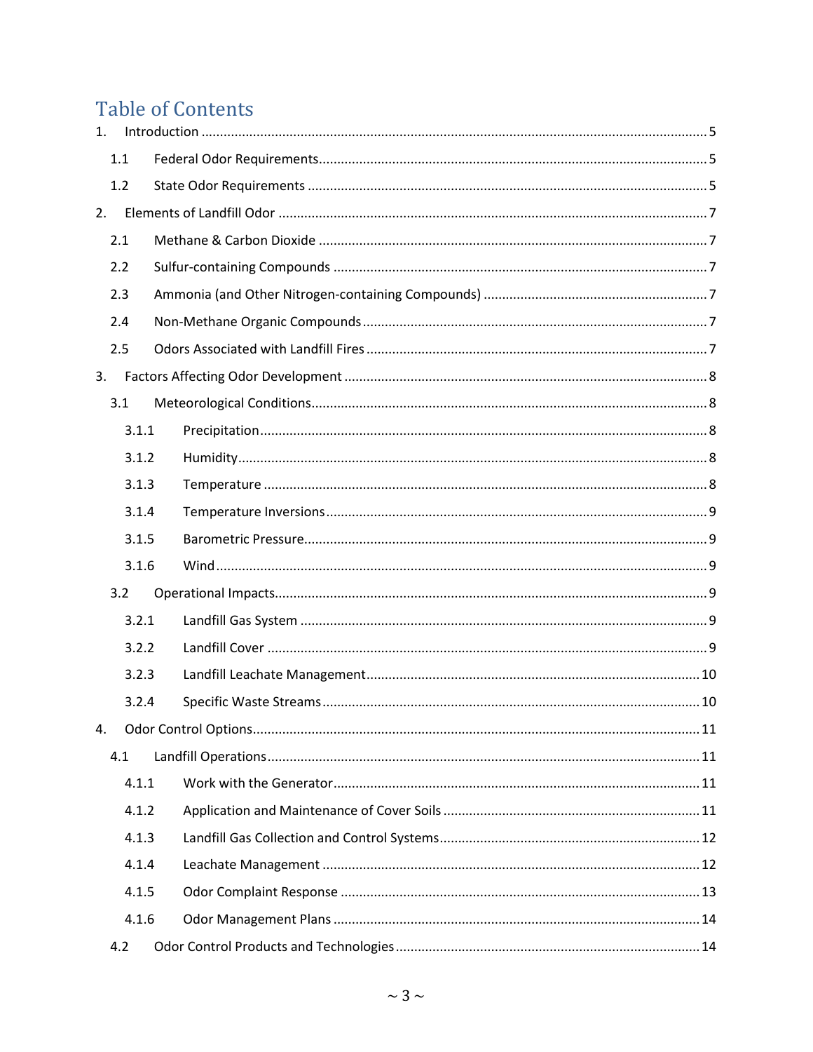# Table of Contents

1. Introduction ..... 5
   - 1.1 Federal Odor Requirements ..... 5
   - 1.2 State Odor Requirements ..... 5
2. Elements of Landfill Odor ..... 7
   - 2.1 Methane & Carbon Dioxide ..... 7
   - 2.2 Sulfur-containing Compounds ..... 7
   - 2.3 Ammonia (and Other Nitrogen-containing Compounds) ..... 7
   - 2.4 Non-Methane Organic Compounds ..... 7
   - 2.5 Odors Associated with Landfill Fires ..... 7
3. Factors Affecting Odor Development ..... 8
   - 3.1 Meteorological Conditions ..... 8
     - 3.1.1 Precipitation ..... 8
     - 3.1.2 Humidity ..... 8
     - 3.1.3 Temperature ..... 8
     - 3.1.4 Temperature Inversions ..... 9
     - 3.1.5 Barometric Pressure ..... 9
     - 3.1.6 Wind ..... 9
   - 3.2 Operational Impacts ..... 9
     - 3.2.1 Landfill Gas System ..... 9
     - 3.2.2 Landfill Cover ..... 9
     - 3.2.3 Landfill Leachate Management ..... 10
     - 3.2.4 Specific Waste Streams ..... 10
4. Odor Control Options ..... 11
   - 4.1 Landfill Operations ..... 11
     - 4.1.1 Work with the Generator ..... 11
     - 4.1.2 Application and Maintenance of Cover Soils ..... 11
     - 4.1.3 Landfill Gas Collection and Control Systems ..... 12
     - 4.1.4 Leachate Management ..... 12
     - 4.1.5 Odor Complaint Response ..... 13
     - 4.1.6 Odor Management Plans ..... 14
   - 4.2 Odor Control Products and Technologies ..... 14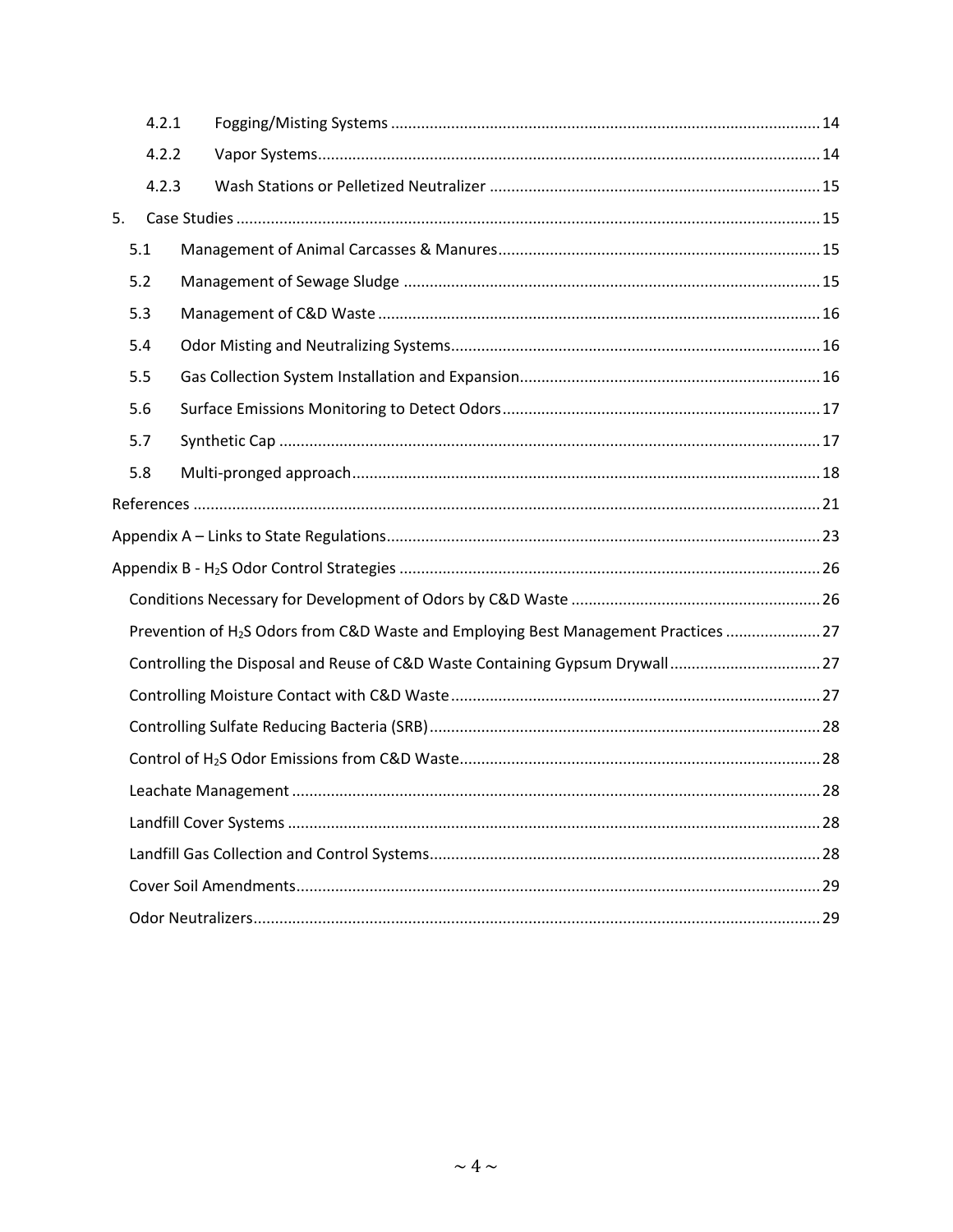4.2.1 Fogging/Misting Systems .......... 14

4.2.2 Vapor Systems .......... 14

4.2.3 Wash Stations or Pelletized Neutralizer .......... 15

5. Case Studies .......... 15

5.1 Management of Animal Carcasses & Manures .......... 15

5.2 Management of Sewage Sludge .......... 15

5.3 Management of C&D Waste .......... 16

5.4 Odor Misting and Neutralizing Systems .......... 16

5.5 Gas Collection System Installation and Expansion .......... 16

5.6 Surface Emissions Monitoring to Detect Odors .......... 17

5.7 Synthetic Cap .......... 17

5.8 Multi-pronged approach .......... 18

References .......... 21

Appendix A – Links to State Regulations .......... 23

Appendix B - $H_2S$ Odor Control Strategies .......... 26

Conditions Necessary for Development of Odors by C&D Waste .......... 26

Prevention of $H_2S$ Odors from C&D Waste and Employing Best Management Practices .......... 27

Controlling the Disposal and Reuse of C&D Waste Containing Gypsum Drywall .......... 27

Controlling Moisture Contact with C&D Waste .......... 27

Controlling Sulfate Reducing Bacteria (SRB) .......... 28

Control of $H_2S$ Odor Emissions from C&D Waste .......... 28

Leachate Management .......... 28

Landfill Cover Systems .......... 28

Landfill Gas Collection and Control Systems .......... 28

Cover Soil Amendments .......... 29

Odor Neutralizers .......... 29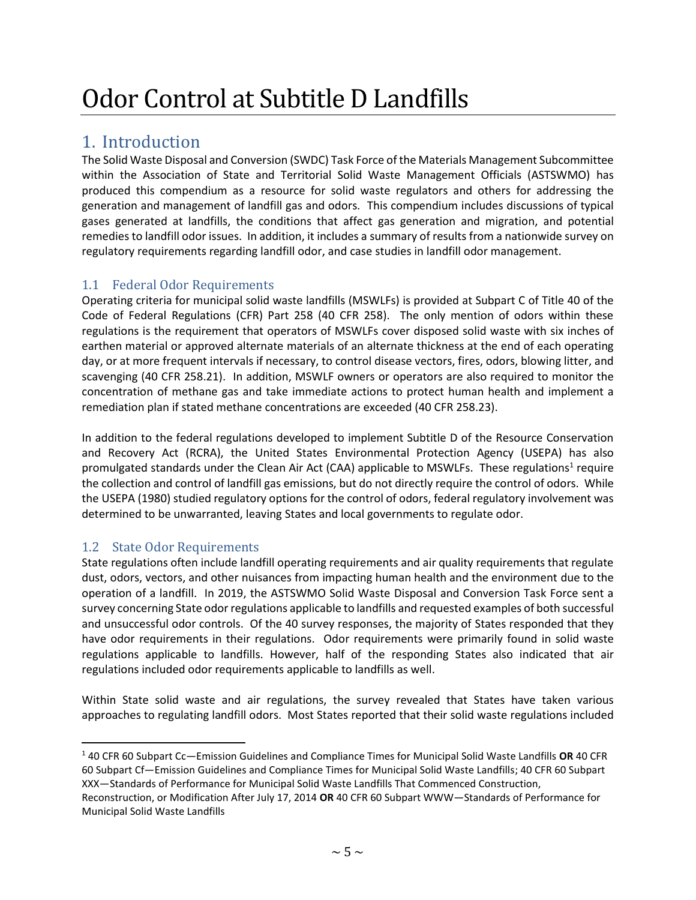# Odor Control at Subtitle D Landfills

## 1. Introduction

The Solid Waste Disposal and Conversion (SWDC) Task Force of the Materials Management Subcommittee within the Association of State and Territorial Solid Waste Management Officials (ASTSWMO) has produced this compendium as a resource for solid waste regulators and others for addressing the generation and management of landfill gas and odors. This compendium includes discussions of typical gases generated at landfills, the conditions that affect gas generation and migration, and potential remedies to landfill odor issues. In addition, it includes a summary of results from a nationwide survey on regulatory requirements regarding landfill odor, and case studies in landfill odor management.

### 1.1 Federal Odor Requirements

Operating criteria for municipal solid waste landfills (MSWLFs) is provided at Subpart C of Title 40 of the Code of Federal Regulations (CFR) Part 258 (40 CFR 258). The only mention of odors within these regulations is the requirement that operators of MSWLFs cover disposed solid waste with six inches of earthen material or approved alternate materials of an alternate thickness at the end of each operating day, or at more frequent intervals if necessary, to control disease vectors, fires, odors, blowing litter, and scavenging (40 CFR 258.21). In addition, MSWLF owners or operators are also required to monitor the concentration of methane gas and take immediate actions to protect human health and implement a remediation plan if stated methane concentrations are exceeded (40 CFR 258.23).

In addition to the federal regulations developed to implement Subtitle D of the Resource Conservation and Recovery Act (RCRA), the United States Environmental Protection Agency (USEPA) has also promulgated standards under the Clean Air Act (CAA) applicable to MSWLFs. These regulations[1] require the collection and control of landfill gas emissions, but do not directly require the control of odors. While the USEPA (1980) studied regulatory options for the control of odors, federal regulatory involvement was determined to be unwarranted, leaving States and local governments to regulate odor.

### 1.2 State Odor Requirements

State regulations often include landfill operating requirements and air quality requirements that regulate dust, odors, vectors, and other nuisances from impacting human health and the environment due to the operation of a landfill. In 2019, the ASTSWMO Solid Waste Disposal and Conversion Task Force sent a survey concerning State odor regulations applicable to landfills and requested examples of both successful and unsuccessful odor controls. Of the 40 survey responses, the majority of States responded that they have odor requirements in their regulations. Odor requirements were primarily found in solid waste regulations applicable to landfills. However, half of the responding States also indicated that air regulations included odor requirements applicable to landfills as well.

Within State solid waste and air regulations, the survey revealed that States have taken various approaches to regulating landfill odors. Most States reported that their solid waste regulations included

[1] 40 CFR 60 Subpart Cc—Emission Guidelines and Compliance Times for Municipal Solid Waste Landfills **OR** 40 CFR 60 Subpart Cf—Emission Guidelines and Compliance Times for Municipal Solid Waste Landfills; 40 CFR 60 Subpart XXX—Standards of Performance for Municipal Solid Waste Landfills That Commenced Construction, Reconstruction, or Modification After July 17, 2014 **OR** 40 CFR 60 Subpart WWW—Standards of Performance for Municipal Solid Waste Landfills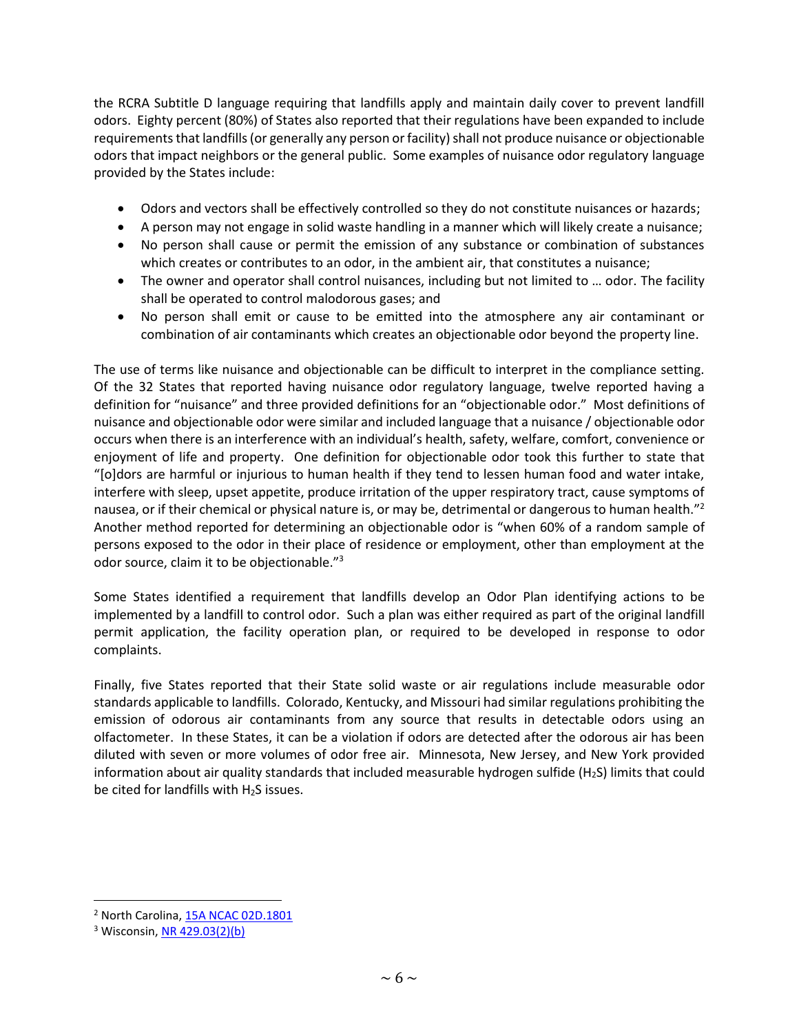the RCRA Subtitle D language requiring that landfills apply and maintain daily cover to prevent landfill odors. Eighty percent (80%) of States also reported that their regulations have been expanded to include requirements that landfills (or generally any person or facility) shall not produce nuisance or objectionable odors that impact neighbors or the general public. Some examples of nuisance odor regulatory language provided by the States include:

- Odors and vectors shall be effectively controlled so they do not constitute nuisances or hazards;
- A person may not engage in solid waste handling in a manner which will likely create a nuisance;
- No person shall cause or permit the emission of any substance or combination of substances which creates or contributes to an odor, in the ambient air, that constitutes a nuisance;
- The owner and operator shall control nuisances, including but not limited to … odor. The facility shall be operated to control malodorous gases; and
- No person shall emit or cause to be emitted into the atmosphere any air contaminant or combination of air contaminants which creates an objectionable odor beyond the property line.

The use of terms like nuisance and objectionable can be difficult to interpret in the compliance setting. Of the 32 States that reported having nuisance odor regulatory language, twelve reported having a definition for "nuisance" and three provided definitions for an "objectionable odor." Most definitions of nuisance and objectionable odor were similar and included language that a nuisance / objectionable odor occurs when there is an interference with an individual's health, safety, welfare, comfort, convenience or enjoyment of life and property. One definition for objectionable odor took this further to state that "[o]dors are harmful or injurious to human health if they tend to lessen human food and water intake, interfere with sleep, upset appetite, produce irritation of the upper respiratory tract, cause symptoms of nausea, or if their chemical or physical nature is, or may be, detrimental or dangerous to human health."[2] Another method reported for determining an objectionable odor is "when 60% of a random sample of persons exposed to the odor in their place of residence or employment, other than employment at the odor source, claim it to be objectionable."[3]

Some States identified a requirement that landfills develop an Odor Plan identifying actions to be implemented by a landfill to control odor. Such a plan was either required as part of the original landfill permit application, the facility operation plan, or required to be developed in response to odor complaints.

Finally, five States reported that their State solid waste or air regulations include measurable odor standards applicable to landfills. Colorado, Kentucky, and Missouri had similar regulations prohibiting the emission of odorous air contaminants from any source that results in detectable odors using an olfactometer. In these States, it can be a violation if odors are detected after the odorous air has been diluted with seven or more volumes of odor free air. Minnesota, New Jersey, and New York provided information about air quality standards that included measurable hydrogen sulfide ($H_2S$) limits that could be cited for landfills with $H_2S$ issues.

---

[2] North Carolina, 15A NCAC 02D.1801

[3] Wisconsin, NR 429.03(2)(b)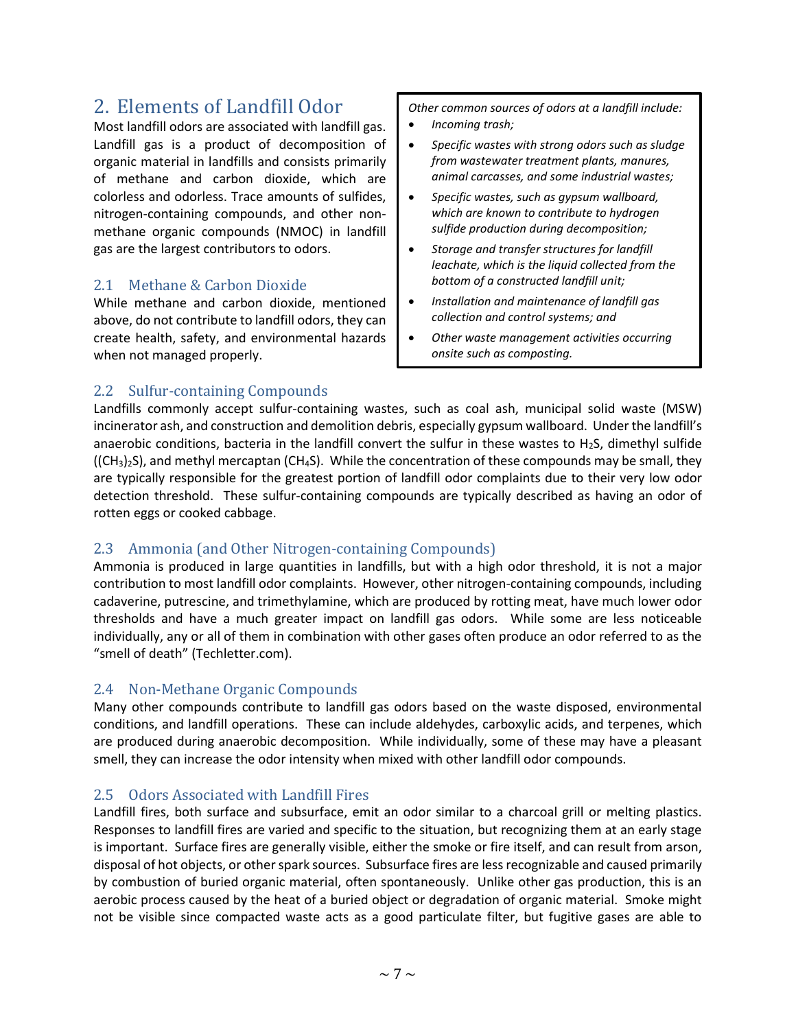## 2. Elements of Landfill Odor

Most landfill odors are associated with landfill gas. Landfill gas is a product of decomposition of organic material in landfills and consists primarily of methane and carbon dioxide, which are colorless and odorless. Trace amounts of sulfides, nitrogen-containing compounds, and other non-methane organic compounds (NMOC) in landfill gas are the largest contributors to odors.

*Other common sources of odors at a landfill include:*

- *Incoming trash;*
- *Specific wastes with strong odors such as sludge from wastewater treatment plants, manures, animal carcasses, and some industrial wastes;*
- *Specific wastes, such as gypsum wallboard, which are known to contribute to hydrogen sulfide production during decomposition;*
- *Storage and transfer structures for landfill leachate, which is the liquid collected from the bottom of a constructed landfill unit;*
- *Installation and maintenance of landfill gas collection and control systems; and*
- *Other waste management activities occurring onsite such as composting.*

### 2.1 Methane & Carbon Dioxide

While methane and carbon dioxide, mentioned above, do not contribute to landfill odors, they can create health, safety, and environmental hazards when not managed properly.

### 2.2 Sulfur-containing Compounds

Landfills commonly accept sulfur-containing wastes, such as coal ash, municipal solid waste (MSW) incinerator ash, and construction and demolition debris, especially gypsum wallboard. Under the landfill's anaerobic conditions, bacteria in the landfill convert the sulfur in these wastes to $H_2S$, dimethyl sulfide ($(CH_3)_2S$), and methyl mercaptan ($CH_4S$). While the concentration of these compounds may be small, they are typically responsible for the greatest portion of landfill odor complaints due to their very low odor detection threshold. These sulfur-containing compounds are typically described as having an odor of rotten eggs or cooked cabbage.

### 2.3 Ammonia (and Other Nitrogen-containing Compounds)

Ammonia is produced in large quantities in landfills, but with a high odor threshold, it is not a major contribution to most landfill odor complaints. However, other nitrogen-containing compounds, including cadaverine, putrescine, and trimethylamine, which are produced by rotting meat, have much lower odor thresholds and have a much greater impact on landfill gas odors. While some are less noticeable individually, any or all of them in combination with other gases often produce an odor referred to as the "smell of death" (Techletter.com).

### 2.4 Non-Methane Organic Compounds

Many other compounds contribute to landfill gas odors based on the waste disposed, environmental conditions, and landfill operations. These can include aldehydes, carboxylic acids, and terpenes, which are produced during anaerobic decomposition. While individually, some of these may have a pleasant smell, they can increase the odor intensity when mixed with other landfill odor compounds.

### 2.5 Odors Associated with Landfill Fires

Landfill fires, both surface and subsurface, emit an odor similar to a charcoal grill or melting plastics. Responses to landfill fires are varied and specific to the situation, but recognizing them at an early stage is important. Surface fires are generally visible, either the smoke or fire itself, and can result from arson, disposal of hot objects, or other spark sources. Subsurface fires are less recognizable and caused primarily by combustion of buried organic material, often spontaneously. Unlike other gas production, this is an aerobic process caused by the heat of a buried object or degradation of organic material. Smoke might not be visible since compacted waste acts as a good particulate filter, but fugitive gases are able to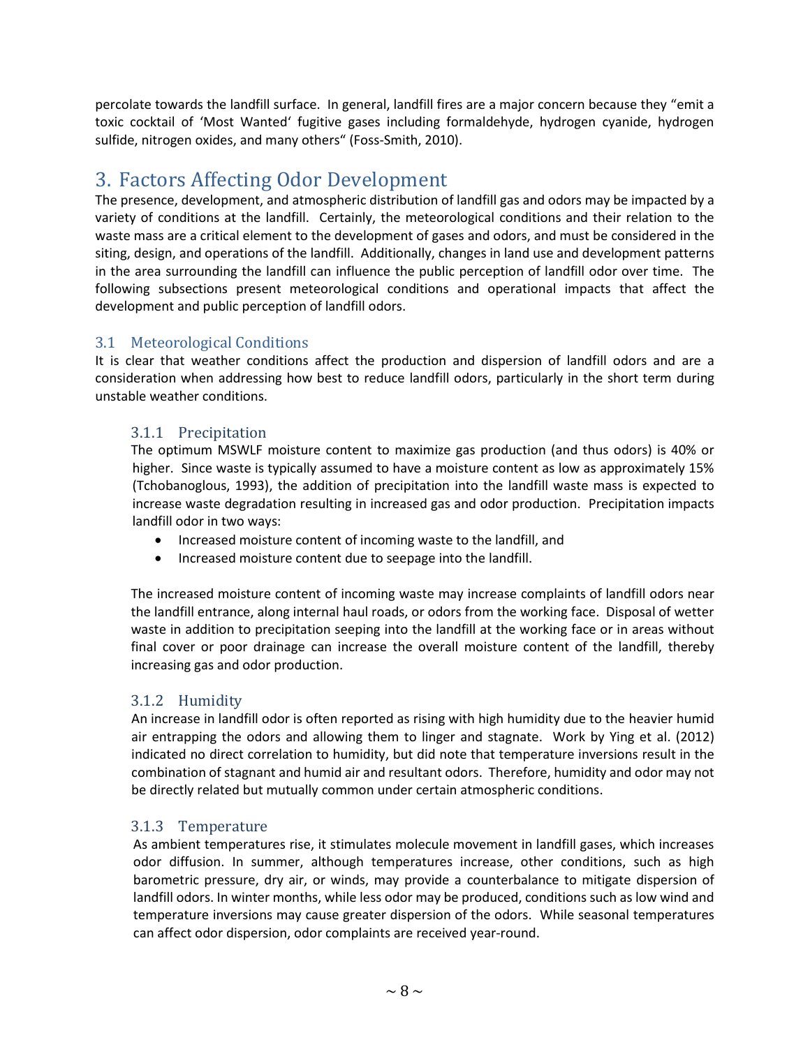percolate towards the landfill surface. In general, landfill fires are a major concern because they "emit a toxic cocktail of 'Most Wanted' fugitive gases including formaldehyde, hydrogen cyanide, hydrogen sulfide, nitrogen oxides, and many others" (Foss-Smith, 2010).

# 3. Factors Affecting Odor Development

The presence, development, and atmospheric distribution of landfill gas and odors may be impacted by a variety of conditions at the landfill. Certainly, the meteorological conditions and their relation to the waste mass are a critical element to the development of gases and odors, and must be considered in the siting, design, and operations of the landfill. Additionally, changes in land use and development patterns in the area surrounding the landfill can influence the public perception of landfill odor over time. The following subsections present meteorological conditions and operational impacts that affect the development and public perception of landfill odors.

## 3.1 Meteorological Conditions

It is clear that weather conditions affect the production and dispersion of landfill odors and are a consideration when addressing how best to reduce landfill odors, particularly in the short term during unstable weather conditions.

### 3.1.1 Precipitation

The optimum MSWLF moisture content to maximize gas production (and thus odors) is 40% or higher. Since waste is typically assumed to have a moisture content as low as approximately 15% (Tchobanoglous, 1993), the addition of precipitation into the landfill waste mass is expected to increase waste degradation resulting in increased gas and odor production. Precipitation impacts landfill odor in two ways:

- Increased moisture content of incoming waste to the landfill, and
- Increased moisture content due to seepage into the landfill.

The increased moisture content of incoming waste may increase complaints of landfill odors near the landfill entrance, along internal haul roads, or odors from the working face. Disposal of wetter waste in addition to precipitation seeping into the landfill at the working face or in areas without final cover or poor drainage can increase the overall moisture content of the landfill, thereby increasing gas and odor production.

### 3.1.2 Humidity

An increase in landfill odor is often reported as rising with high humidity due to the heavier humid air entrapping the odors and allowing them to linger and stagnate. Work by Ying et al. (2012) indicated no direct correlation to humidity, but did note that temperature inversions result in the combination of stagnant and humid air and resultant odors. Therefore, humidity and odor may not be directly related but mutually common under certain atmospheric conditions.

### 3.1.3 Temperature

As ambient temperatures rise, it stimulates molecule movement in landfill gases, which increases odor diffusion. In summer, although temperatures increase, other conditions, such as high barometric pressure, dry air, or winds, may provide a counterbalance to mitigate dispersion of landfill odors. In winter months, while less odor may be produced, conditions such as low wind and temperature inversions may cause greater dispersion of the odors. While seasonal temperatures can affect odor dispersion, odor complaints are received year-round.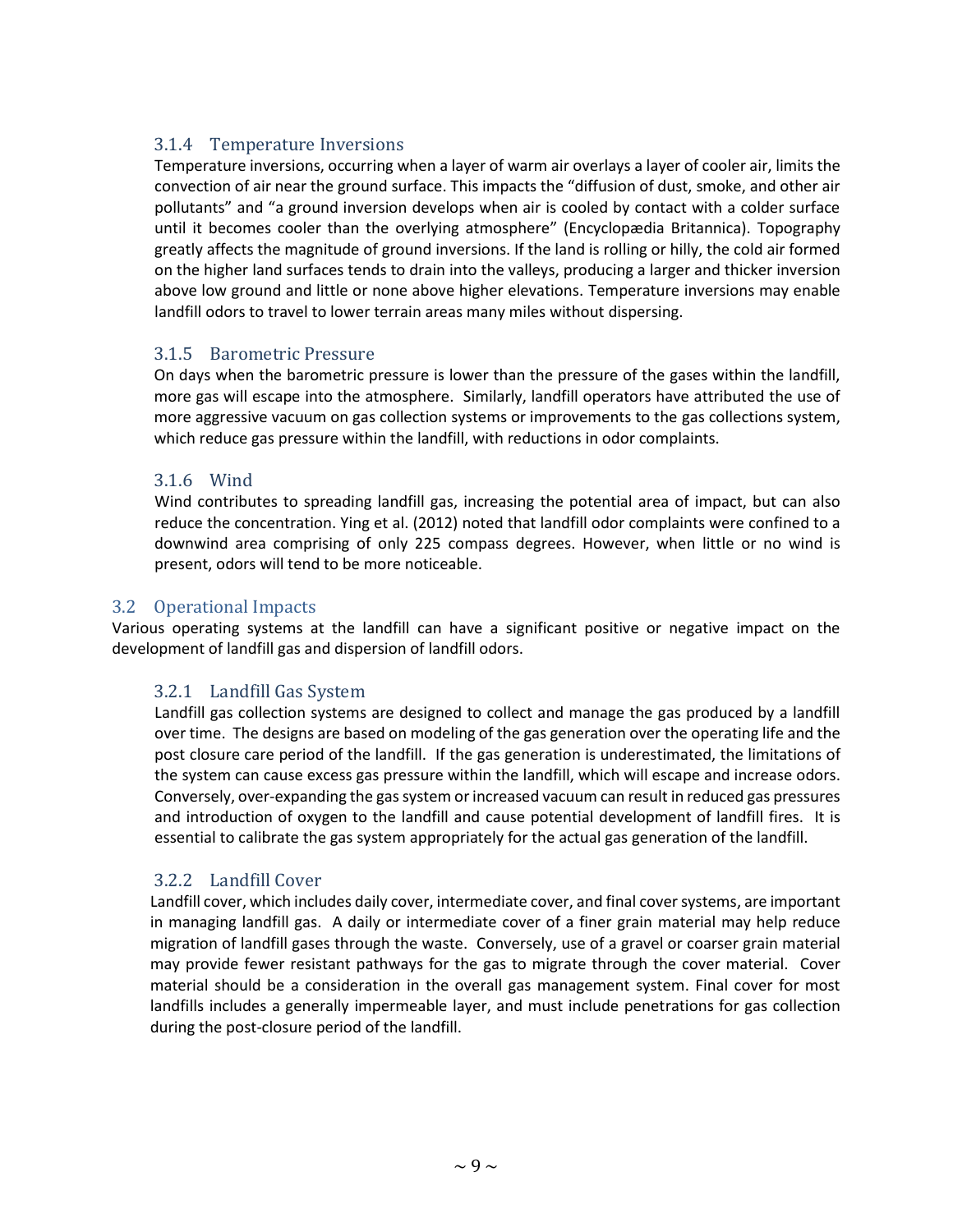### 3.1.4 Temperature Inversions

Temperature inversions, occurring when a layer of warm air overlays a layer of cooler air, limits the convection of air near the ground surface. This impacts the "diffusion of dust, smoke, and other air pollutants" and "a ground inversion develops when air is cooled by contact with a colder surface until it becomes cooler than the overlying atmosphere" (Encyclopædia Britannica). Topography greatly affects the magnitude of ground inversions. If the land is rolling or hilly, the cold air formed on the higher land surfaces tends to drain into the valleys, producing a larger and thicker inversion above low ground and little or none above higher elevations. Temperature inversions may enable landfill odors to travel to lower terrain areas many miles without dispersing.

### 3.1.5 Barometric Pressure

On days when the barometric pressure is lower than the pressure of the gases within the landfill, more gas will escape into the atmosphere. Similarly, landfill operators have attributed the use of more aggressive vacuum on gas collection systems or improvements to the gas collections system, which reduce gas pressure within the landfill, with reductions in odor complaints.

### 3.1.6 Wind

Wind contributes to spreading landfill gas, increasing the potential area of impact, but can also reduce the concentration. Ying et al. (2012) noted that landfill odor complaints were confined to a downwind area comprising of only 225 compass degrees. However, when little or no wind is present, odors will tend to be more noticeable.

## 3.2 Operational Impacts

Various operating systems at the landfill can have a significant positive or negative impact on the development of landfill gas and dispersion of landfill odors.

### 3.2.1 Landfill Gas System

Landfill gas collection systems are designed to collect and manage the gas produced by a landfill over time. The designs are based on modeling of the gas generation over the operating life and the post closure care period of the landfill. If the gas generation is underestimated, the limitations of the system can cause excess gas pressure within the landfill, which will escape and increase odors. Conversely, over-expanding the gas system or increased vacuum can result in reduced gas pressures and introduction of oxygen to the landfill and cause potential development of landfill fires. It is essential to calibrate the gas system appropriately for the actual gas generation of the landfill.

### 3.2.2 Landfill Cover

Landfill cover, which includes daily cover, intermediate cover, and final cover systems, are important in managing landfill gas. A daily or intermediate cover of a finer grain material may help reduce migration of landfill gases through the waste. Conversely, use of a gravel or coarser grain material may provide fewer resistant pathways for the gas to migrate through the cover material. Cover material should be a consideration in the overall gas management system. Final cover for most landfills includes a generally impermeable layer, and must include penetrations for gas collection during the post-closure period of the landfill.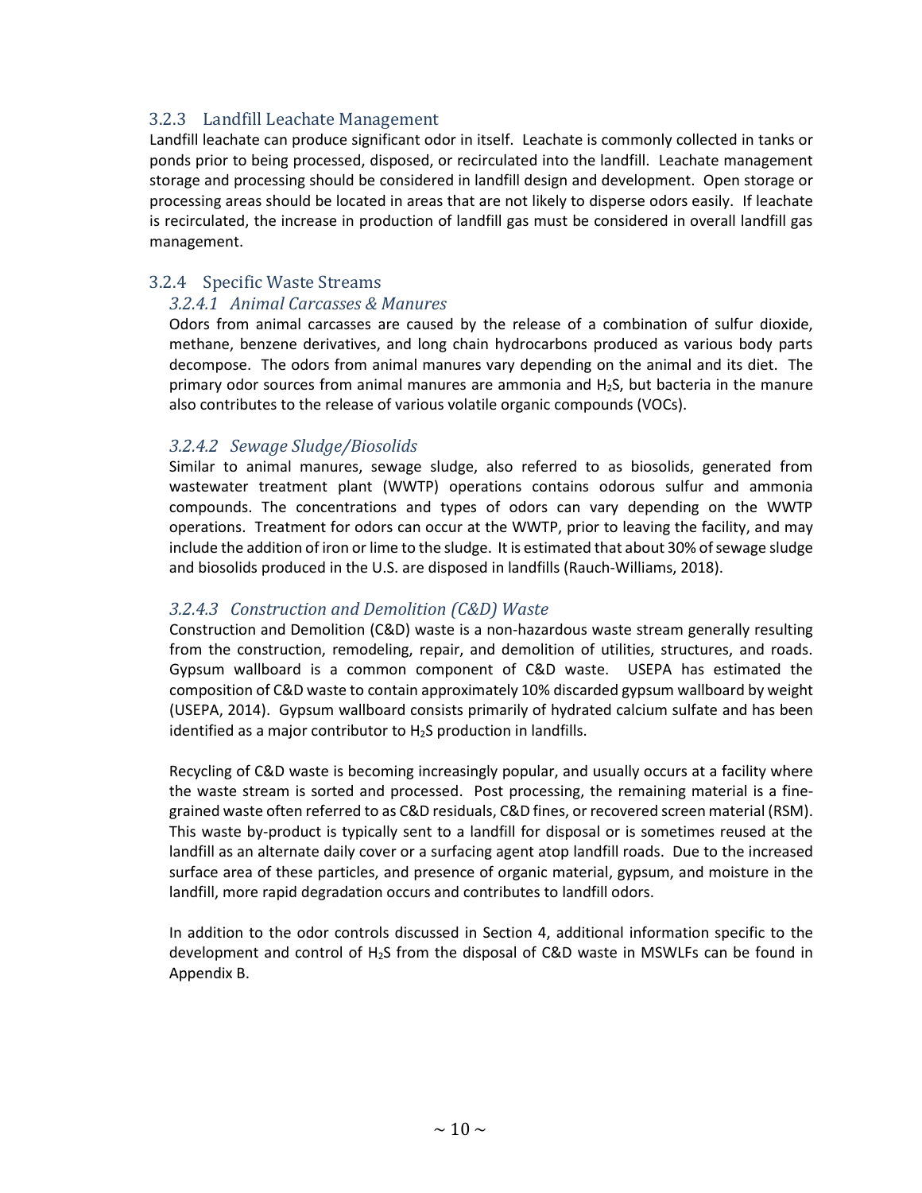### 3.2.3 Landfill Leachate Management

Landfill leachate can produce significant odor in itself. Leachate is commonly collected in tanks or ponds prior to being processed, disposed, or recirculated into the landfill. Leachate management storage and processing should be considered in landfill design and development. Open storage or processing areas should be located in areas that are not likely to disperse odors easily. If leachate is recirculated, the increase in production of landfill gas must be considered in overall landfill gas management.

### 3.2.4 Specific Waste Streams

#### *3.2.4.1 Animal Carcasses & Manures*

Odors from animal carcasses are caused by the release of a combination of sulfur dioxide, methane, benzene derivatives, and long chain hydrocarbons produced as various body parts decompose. The odors from animal manures vary depending on the animal and its diet. The primary odor sources from animal manures are ammonia and $H_2S$, but bacteria in the manure also contributes to the release of various volatile organic compounds (VOCs).

#### *3.2.4.2 Sewage Sludge/Biosolids*

Similar to animal manures, sewage sludge, also referred to as biosolids, generated from wastewater treatment plant (WWTP) operations contains odorous sulfur and ammonia compounds. The concentrations and types of odors can vary depending on the WWTP operations. Treatment for odors can occur at the WWTP, prior to leaving the facility, and may include the addition of iron or lime to the sludge. It is estimated that about 30% of sewage sludge and biosolids produced in the U.S. are disposed in landfills (Rauch-Williams, 2018).

#### *3.2.4.3 Construction and Demolition (C&D) Waste*

Construction and Demolition (C&D) waste is a non-hazardous waste stream generally resulting from the construction, remodeling, repair, and demolition of utilities, structures, and roads. Gypsum wallboard is a common component of C&D waste. USEPA has estimated the composition of C&D waste to contain approximately 10% discarded gypsum wallboard by weight (USEPA, 2014). Gypsum wallboard consists primarily of hydrated calcium sulfate and has been identified as a major contributor to $H_2S$ production in landfills.

Recycling of C&D waste is becoming increasingly popular, and usually occurs at a facility where the waste stream is sorted and processed. Post processing, the remaining material is a fine-grained waste often referred to as C&D residuals, C&D fines, or recovered screen material (RSM). This waste by-product is typically sent to a landfill for disposal or is sometimes reused at the landfill as an alternate daily cover or a surfacing agent atop landfill roads. Due to the increased surface area of these particles, and presence of organic material, gypsum, and moisture in the landfill, more rapid degradation occurs and contributes to landfill odors.

In addition to the odor controls discussed in Section 4, additional information specific to the development and control of $H_2S$ from the disposal of C&D waste in MSWLFs can be found in Appendix B.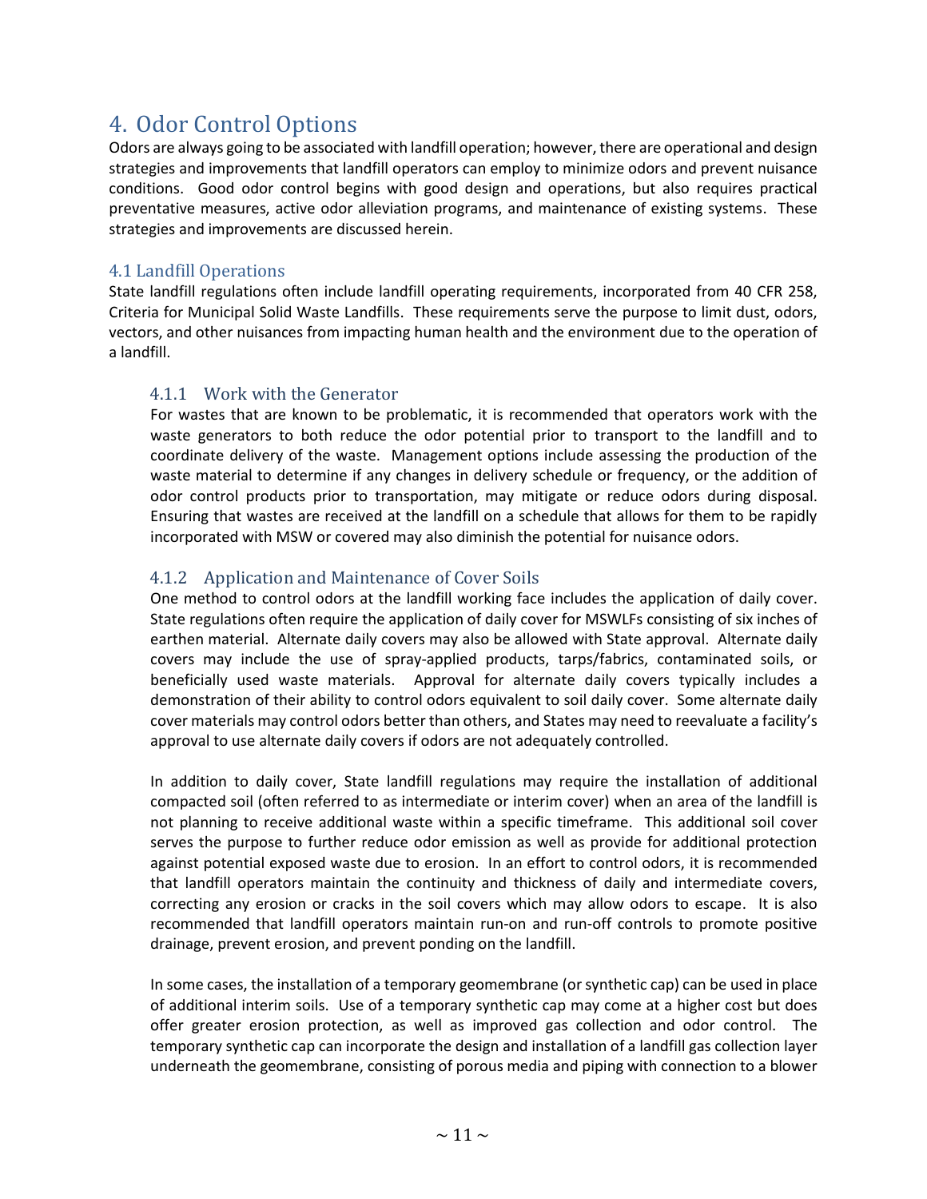# 4. Odor Control Options

Odors are always going to be associated with landfill operation; however, there are operational and design strategies and improvements that landfill operators can employ to minimize odors and prevent nuisance conditions. Good odor control begins with good design and operations, but also requires practical preventative measures, active odor alleviation programs, and maintenance of existing systems. These strategies and improvements are discussed herein.

## 4.1 Landfill Operations

State landfill regulations often include landfill operating requirements, incorporated from 40 CFR 258, Criteria for Municipal Solid Waste Landfills. These requirements serve the purpose to limit dust, odors, vectors, and other nuisances from impacting human health and the environment due to the operation of a landfill.

### 4.1.1 Work with the Generator

For wastes that are known to be problematic, it is recommended that operators work with the waste generators to both reduce the odor potential prior to transport to the landfill and to coordinate delivery of the waste. Management options include assessing the production of the waste material to determine if any changes in delivery schedule or frequency, or the addition of odor control products prior to transportation, may mitigate or reduce odors during disposal. Ensuring that wastes are received at the landfill on a schedule that allows for them to be rapidly incorporated with MSW or covered may also diminish the potential for nuisance odors.

### 4.1.2 Application and Maintenance of Cover Soils

One method to control odors at the landfill working face includes the application of daily cover. State regulations often require the application of daily cover for MSWLFs consisting of six inches of earthen material. Alternate daily covers may also be allowed with State approval. Alternate daily covers may include the use of spray-applied products, tarps/fabrics, contaminated soils, or beneficially used waste materials. Approval for alternate daily covers typically includes a demonstration of their ability to control odors equivalent to soil daily cover. Some alternate daily cover materials may control odors better than others, and States may need to reevaluate a facility's approval to use alternate daily covers if odors are not adequately controlled.

In addition to daily cover, State landfill regulations may require the installation of additional compacted soil (often referred to as intermediate or interim cover) when an area of the landfill is not planning to receive additional waste within a specific timeframe. This additional soil cover serves the purpose to further reduce odor emission as well as provide for additional protection against potential exposed waste due to erosion. In an effort to control odors, it is recommended that landfill operators maintain the continuity and thickness of daily and intermediate covers, correcting any erosion or cracks in the soil covers which may allow odors to escape. It is also recommended that landfill operators maintain run-on and run-off controls to promote positive drainage, prevent erosion, and prevent ponding on the landfill.

In some cases, the installation of a temporary geomembrane (or synthetic cap) can be used in place of additional interim soils. Use of a temporary synthetic cap may come at a higher cost but does offer greater erosion protection, as well as improved gas collection and odor control. The temporary synthetic cap can incorporate the design and installation of a landfill gas collection layer underneath the geomembrane, consisting of porous media and piping with connection to a blower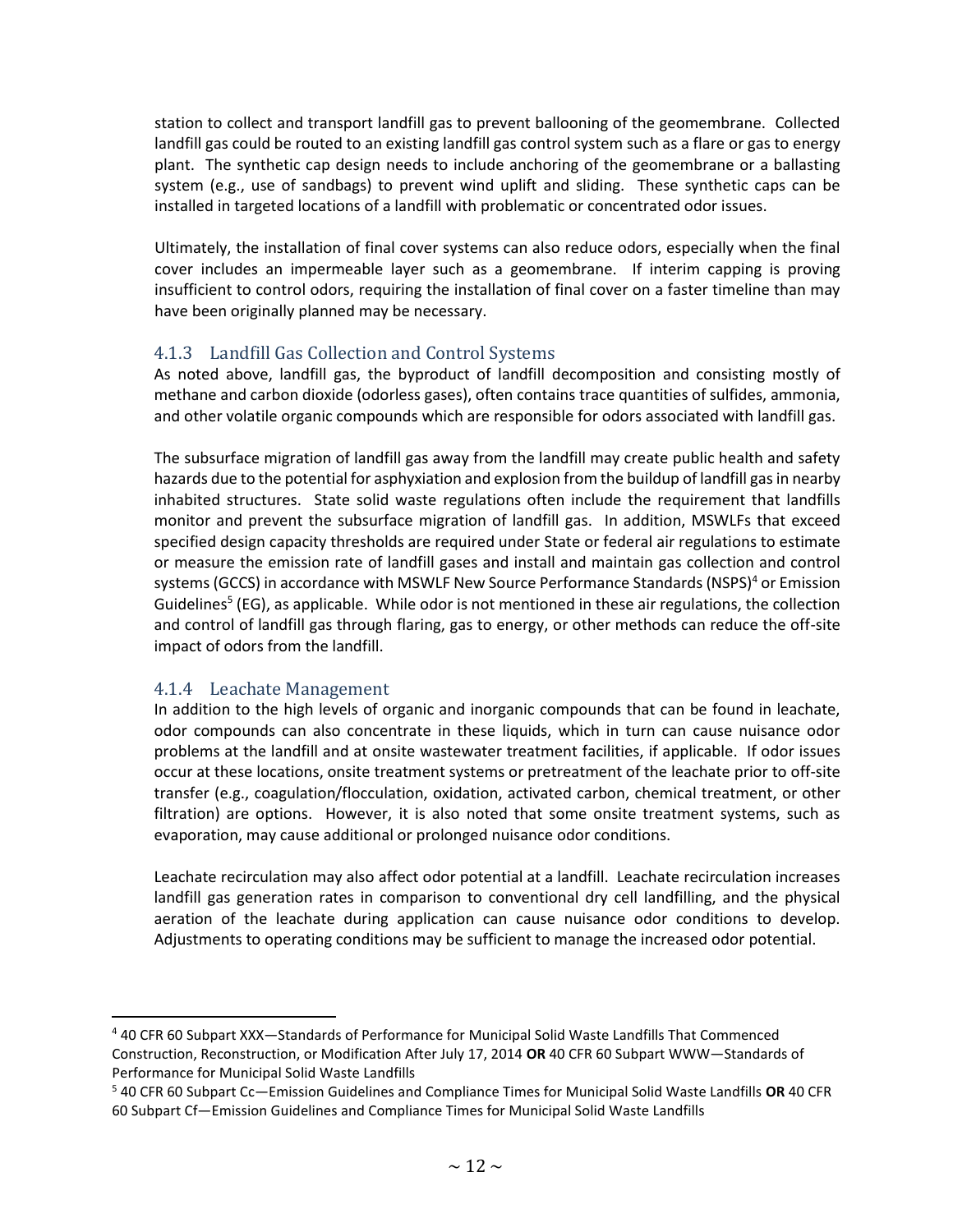station to collect and transport landfill gas to prevent ballooning of the geomembrane. Collected landfill gas could be routed to an existing landfill gas control system such as a flare or gas to energy plant. The synthetic cap design needs to include anchoring of the geomembrane or a ballasting system (e.g., use of sandbags) to prevent wind uplift and sliding. These synthetic caps can be installed in targeted locations of a landfill with problematic or concentrated odor issues.

Ultimately, the installation of final cover systems can also reduce odors, especially when the final cover includes an impermeable layer such as a geomembrane. If interim capping is proving insufficient to control odors, requiring the installation of final cover on a faster timeline than may have been originally planned may be necessary.

### 4.1.3 Landfill Gas Collection and Control Systems

As noted above, landfill gas, the byproduct of landfill decomposition and consisting mostly of methane and carbon dioxide (odorless gases), often contains trace quantities of sulfides, ammonia, and other volatile organic compounds which are responsible for odors associated with landfill gas.

The subsurface migration of landfill gas away from the landfill may create public health and safety hazards due to the potential for asphyxiation and explosion from the buildup of landfill gas in nearby inhabited structures. State solid waste regulations often include the requirement that landfills monitor and prevent the subsurface migration of landfill gas. In addition, MSWLFs that exceed specified design capacity thresholds are required under State or federal air regulations to estimate or measure the emission rate of landfill gases and install and maintain gas collection and control systems (GCCS) in accordance with MSWLF New Source Performance Standards (NSPS)[4] or Emission Guidelines[5] (EG), as applicable. While odor is not mentioned in these air regulations, the collection and control of landfill gas through flaring, gas to energy, or other methods can reduce the off-site impact of odors from the landfill.

### 4.1.4 Leachate Management

In addition to the high levels of organic and inorganic compounds that can be found in leachate, odor compounds can also concentrate in these liquids, which in turn can cause nuisance odor problems at the landfill and at onsite wastewater treatment facilities, if applicable. If odor issues occur at these locations, onsite treatment systems or pretreatment of the leachate prior to off-site transfer (e.g., coagulation/flocculation, oxidation, activated carbon, chemical treatment, or other filtration) are options. However, it is also noted that some onsite treatment systems, such as evaporation, may cause additional or prolonged nuisance odor conditions.

Leachate recirculation may also affect odor potential at a landfill. Leachate recirculation increases landfill gas generation rates in comparison to conventional dry cell landfilling, and the physical aeration of the leachate during application can cause nuisance odor conditions to develop. Adjustments to operating conditions may be sufficient to manage the increased odor potential.

---

[4] 40 CFR 60 Subpart XXX—Standards of Performance for Municipal Solid Waste Landfills That Commenced Construction, Reconstruction, or Modification After July 17, 2014 **OR** 40 CFR 60 Subpart WWW—Standards of Performance for Municipal Solid Waste Landfills

[5] 40 CFR 60 Subpart Cc—Emission Guidelines and Compliance Times for Municipal Solid Waste Landfills **OR** 40 CFR 60 Subpart Cf—Emission Guidelines and Compliance Times for Municipal Solid Waste Landfills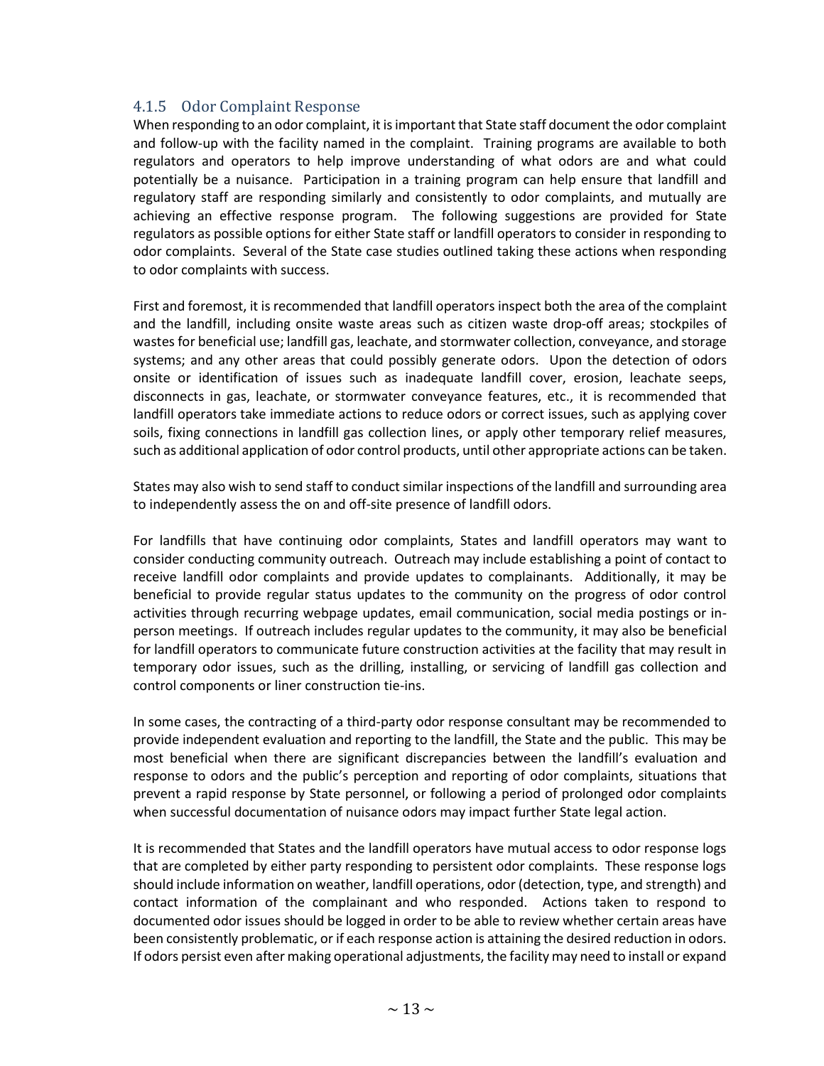### 4.1.5 Odor Complaint Response

When responding to an odor complaint, it is important that State staff document the odor complaint and follow-up with the facility named in the complaint. Training programs are available to both regulators and operators to help improve understanding of what odors are and what could potentially be a nuisance. Participation in a training program can help ensure that landfill and regulatory staff are responding similarly and consistently to odor complaints, and mutually are achieving an effective response program. The following suggestions are provided for State regulators as possible options for either State staff or landfill operators to consider in responding to odor complaints. Several of the State case studies outlined taking these actions when responding to odor complaints with success.

First and foremost, it is recommended that landfill operators inspect both the area of the complaint and the landfill, including onsite waste areas such as citizen waste drop-off areas; stockpiles of wastes for beneficial use; landfill gas, leachate, and stormwater collection, conveyance, and storage systems; and any other areas that could possibly generate odors. Upon the detection of odors onsite or identification of issues such as inadequate landfill cover, erosion, leachate seeps, disconnects in gas, leachate, or stormwater conveyance features, etc., it is recommended that landfill operators take immediate actions to reduce odors or correct issues, such as applying cover soils, fixing connections in landfill gas collection lines, or apply other temporary relief measures, such as additional application of odor control products, until other appropriate actions can be taken.

States may also wish to send staff to conduct similar inspections of the landfill and surrounding area to independently assess the on and off-site presence of landfill odors.

For landfills that have continuing odor complaints, States and landfill operators may want to consider conducting community outreach. Outreach may include establishing a point of contact to receive landfill odor complaints and provide updates to complainants. Additionally, it may be beneficial to provide regular status updates to the community on the progress of odor control activities through recurring webpage updates, email communication, social media postings or in-person meetings. If outreach includes regular updates to the community, it may also be beneficial for landfill operators to communicate future construction activities at the facility that may result in temporary odor issues, such as the drilling, installing, or servicing of landfill gas collection and control components or liner construction tie-ins.

In some cases, the contracting of a third-party odor response consultant may be recommended to provide independent evaluation and reporting to the landfill, the State and the public. This may be most beneficial when there are significant discrepancies between the landfill's evaluation and response to odors and the public's perception and reporting of odor complaints, situations that prevent a rapid response by State personnel, or following a period of prolonged odor complaints when successful documentation of nuisance odors may impact further State legal action.

It is recommended that States and the landfill operators have mutual access to odor response logs that are completed by either party responding to persistent odor complaints. These response logs should include information on weather, landfill operations, odor (detection, type, and strength) and contact information of the complainant and who responded. Actions taken to respond to documented odor issues should be logged in order to be able to review whether certain areas have been consistently problematic, or if each response action is attaining the desired reduction in odors. If odors persist even after making operational adjustments, the facility may need to install or expand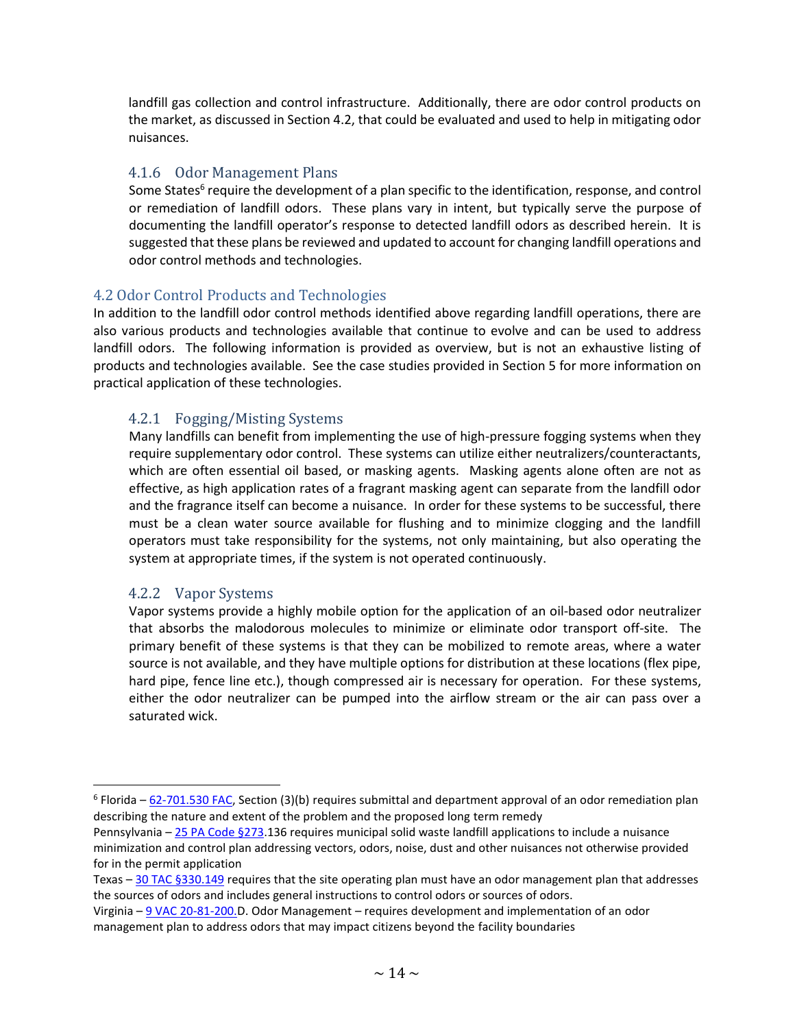landfill gas collection and control infrastructure. Additionally, there are odor control products on the market, as discussed in Section 4.2, that could be evaluated and used to help in mitigating odor nuisances.

### 4.1.6 Odor Management Plans

Some States[6] require the development of a plan specific to the identification, response, and control or remediation of landfill odors. These plans vary in intent, but typically serve the purpose of documenting the landfill operator's response to detected landfill odors as described herein. It is suggested that these plans be reviewed and updated to account for changing landfill operations and odor control methods and technologies.

## 4.2 Odor Control Products and Technologies

In addition to the landfill odor control methods identified above regarding landfill operations, there are also various products and technologies available that continue to evolve and can be used to address landfill odors. The following information is provided as overview, but is not an exhaustive listing of products and technologies available. See the case studies provided in Section 5 for more information on practical application of these technologies.

### 4.2.1 Fogging/Misting Systems

Many landfills can benefit from implementing the use of high-pressure fogging systems when they require supplementary odor control. These systems can utilize either neutralizers/counteractants, which are often essential oil based, or masking agents. Masking agents alone often are not as effective, as high application rates of a fragrant masking agent can separate from the landfill odor and the fragrance itself can become a nuisance. In order for these systems to be successful, there must be a clean water source available for flushing and to minimize clogging and the landfill operators must take responsibility for the systems, not only maintaining, but also operating the system at appropriate times, if the system is not operated continuously.

### 4.2.2 Vapor Systems

Vapor systems provide a highly mobile option for the application of an oil-based odor neutralizer that absorbs the malodorous molecules to minimize or eliminate odor transport off-site. The primary benefit of these systems is that they can be mobilized to remote areas, where a water source is not available, and they have multiple options for distribution at these locations (flex pipe, hard pipe, fence line etc.), though compressed air is necessary for operation. For these systems, either the odor neutralizer can be pumped into the airflow stream or the air can pass over a saturated wick.

---

[6] Florida – 62-701.530 FAC, Section (3)(b) requires submittal and department approval of an odor remediation plan describing the nature and extent of the problem and the proposed long term remedy

Pennsylvania – 25 PA Code §273.136 requires municipal solid waste landfill applications to include a nuisance minimization and control plan addressing vectors, odors, noise, dust and other nuisances not otherwise provided for in the permit application

Texas – 30 TAC §330.149 requires that the site operating plan must have an odor management plan that addresses the sources of odors and includes general instructions to control odors or sources of odors.

Virginia – 9 VAC 20-81-200.D. Odor Management – requires development and implementation of an odor management plan to address odors that may impact citizens beyond the facility boundaries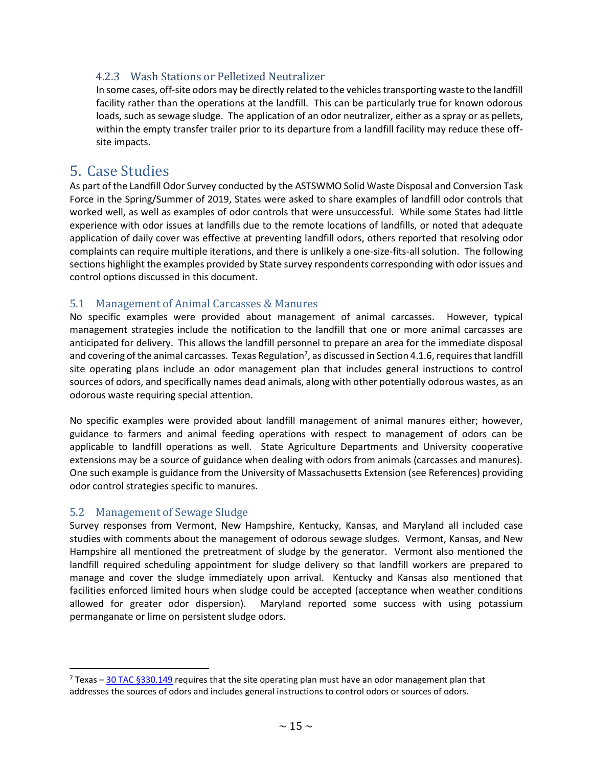### 4.2.3 Wash Stations or Pelletized Neutralizer

In some cases, off-site odors may be directly related to the vehicles transporting waste to the landfill facility rather than the operations at the landfill. This can be particularly true for known odorous loads, such as sewage sludge. The application of an odor neutralizer, either as a spray or as pellets, within the empty transfer trailer prior to its departure from a landfill facility may reduce these off-site impacts.

# 5. Case Studies

As part of the Landfill Odor Survey conducted by the ASTSWMO Solid Waste Disposal and Conversion Task Force in the Spring/Summer of 2019, States were asked to share examples of landfill odor controls that worked well, as well as examples of odor controls that were unsuccessful. While some States had little experience with odor issues at landfills due to the remote locations of landfills, or noted that adequate application of daily cover was effective at preventing landfill odors, others reported that resolving odor complaints can require multiple iterations, and there is unlikely a one-size-fits-all solution. The following sections highlight the examples provided by State survey respondents corresponding with odor issues and control options discussed in this document.

## 5.1 Management of Animal Carcasses & Manures

No specific examples were provided about management of animal carcasses. However, typical management strategies include the notification to the landfill that one or more animal carcasses are anticipated for delivery. This allows the landfill personnel to prepare an area for the immediate disposal and covering of the animal carcasses. Texas Regulation[7], as discussed in Section 4.1.6, requires that landfill site operating plans include an odor management plan that includes general instructions to control sources of odors, and specifically names dead animals, along with other potentially odorous wastes, as an odorous waste requiring special attention.

No specific examples were provided about landfill management of animal manures either; however, guidance to farmers and animal feeding operations with respect to management of odors can be applicable to landfill operations as well. State Agriculture Departments and University cooperative extensions may be a source of guidance when dealing with odors from animals (carcasses and manures). One such example is guidance from the University of Massachusetts Extension (see References) providing odor control strategies specific to manures.

## 5.2 Management of Sewage Sludge

Survey responses from Vermont, New Hampshire, Kentucky, Kansas, and Maryland all included case studies with comments about the management of odorous sewage sludges. Vermont, Kansas, and New Hampshire all mentioned the pretreatment of sludge by the generator. Vermont also mentioned the landfill required scheduling appointment for sludge delivery so that landfill workers are prepared to manage and cover the sludge immediately upon arrival. Kentucky and Kansas also mentioned that facilities enforced limited hours when sludge could be accepted (acceptance when weather conditions allowed for greater odor dispersion). Maryland reported some success with using potassium permanganate or lime on persistent sludge odors.

---

[7] Texas – 30 TAC §330.149 requires that the site operating plan must have an odor management plan that addresses the sources of odors and includes general instructions to control odors or sources of odors.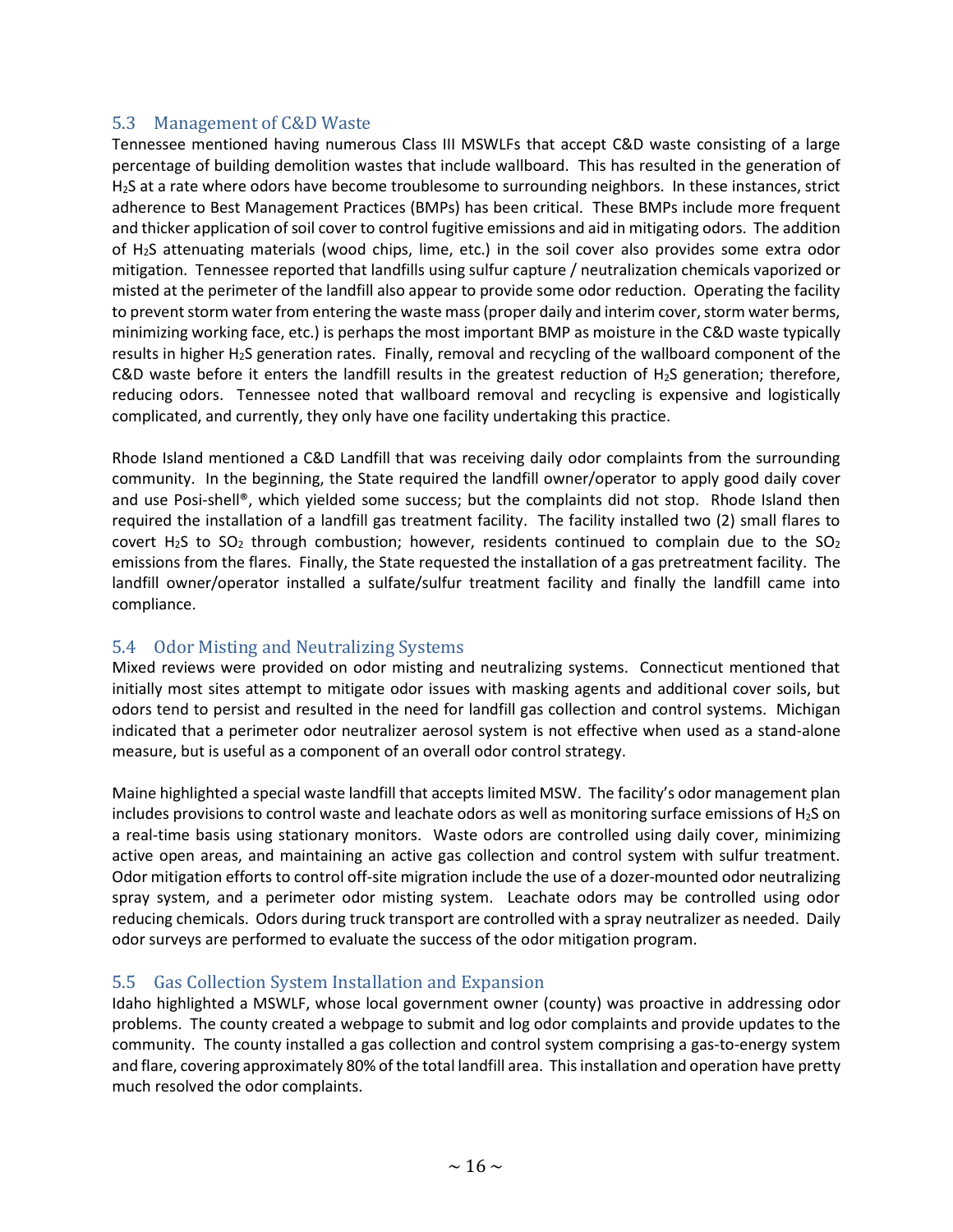## 5.3 Management of C&D Waste

Tennessee mentioned having numerous Class III MSWLFs that accept C&D waste consisting of a large percentage of building demolition wastes that include wallboard. This has resulted in the generation of $H_2S$ at a rate where odors have become troublesome to surrounding neighbors. In these instances, strict adherence to Best Management Practices (BMPs) has been critical. These BMPs include more frequent and thicker application of soil cover to control fugitive emissions and aid in mitigating odors. The addition of $H_2S$ attenuating materials (wood chips, lime, etc.) in the soil cover also provides some extra odor mitigation. Tennessee reported that landfills using sulfur capture / neutralization chemicals vaporized or misted at the perimeter of the landfill also appear to provide some odor reduction. Operating the facility to prevent storm water from entering the waste mass (proper daily and interim cover, storm water berms, minimizing working face, etc.) is perhaps the most important BMP as moisture in the C&D waste typically results in higher $H_2S$ generation rates. Finally, removal and recycling of the wallboard component of the C&D waste before it enters the landfill results in the greatest reduction of $H_2S$ generation; therefore, reducing odors. Tennessee noted that wallboard removal and recycling is expensive and logistically complicated, and currently, they only have one facility undertaking this practice.

Rhode Island mentioned a C&D Landfill that was receiving daily odor complaints from the surrounding community. In the beginning, the State required the landfill owner/operator to apply good daily cover and use Posi-shell®, which yielded some success; but the complaints did not stop. Rhode Island then required the installation of a landfill gas treatment facility. The facility installed two (2) small flares to covert $H_2S$ to $SO_2$ through combustion; however, residents continued to complain due to the $SO_2$ emissions from the flares. Finally, the State requested the installation of a gas pretreatment facility. The landfill owner/operator installed a sulfate/sulfur treatment facility and finally the landfill came into compliance.

## 5.4 Odor Misting and Neutralizing Systems

Mixed reviews were provided on odor misting and neutralizing systems. Connecticut mentioned that initially most sites attempt to mitigate odor issues with masking agents and additional cover soils, but odors tend to persist and resulted in the need for landfill gas collection and control systems. Michigan indicated that a perimeter odor neutralizer aerosol system is not effective when used as a stand-alone measure, but is useful as a component of an overall odor control strategy.

Maine highlighted a special waste landfill that accepts limited MSW. The facility's odor management plan includes provisions to control waste and leachate odors as well as monitoring surface emissions of $H_2S$ on a real-time basis using stationary monitors. Waste odors are controlled using daily cover, minimizing active open areas, and maintaining an active gas collection and control system with sulfur treatment. Odor mitigation efforts to control off-site migration include the use of a dozer-mounted odor neutralizing spray system, and a perimeter odor misting system. Leachate odors may be controlled using odor reducing chemicals. Odors during truck transport are controlled with a spray neutralizer as needed. Daily odor surveys are performed to evaluate the success of the odor mitigation program.

## 5.5 Gas Collection System Installation and Expansion

Idaho highlighted a MSWLF, whose local government owner (county) was proactive in addressing odor problems. The county created a webpage to submit and log odor complaints and provide updates to the community. The county installed a gas collection and control system comprising a gas-to-energy system and flare, covering approximately 80% of the total landfill area. This installation and operation have pretty much resolved the odor complaints.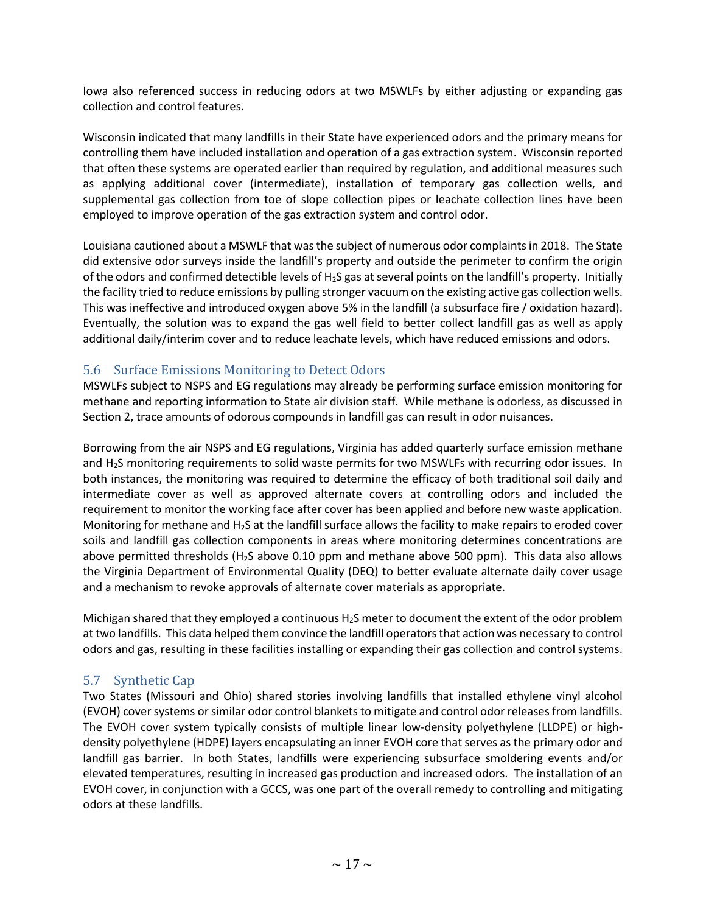Iowa also referenced success in reducing odors at two MSWLFs by either adjusting or expanding gas collection and control features.

Wisconsin indicated that many landfills in their State have experienced odors and the primary means for controlling them have included installation and operation of a gas extraction system. Wisconsin reported that often these systems are operated earlier than required by regulation, and additional measures such as applying additional cover (intermediate), installation of temporary gas collection wells, and supplemental gas collection from toe of slope collection pipes or leachate collection lines have been employed to improve operation of the gas extraction system and control odor.

Louisiana cautioned about a MSWLF that was the subject of numerous odor complaints in 2018. The State did extensive odor surveys inside the landfill's property and outside the perimeter to confirm the origin of the odors and confirmed detectible levels of $H_2S$ gas at several points on the landfill's property. Initially the facility tried to reduce emissions by pulling stronger vacuum on the existing active gas collection wells. This was ineffective and introduced oxygen above 5% in the landfill (a subsurface fire / oxidation hazard). Eventually, the solution was to expand the gas well field to better collect landfill gas as well as apply additional daily/interim cover and to reduce leachate levels, which have reduced emissions and odors.

## 5.6 Surface Emissions Monitoring to Detect Odors

MSWLFs subject to NSPS and EG regulations may already be performing surface emission monitoring for methane and reporting information to State air division staff. While methane is odorless, as discussed in Section 2, trace amounts of odorous compounds in landfill gas can result in odor nuisances.

Borrowing from the air NSPS and EG regulations, Virginia has added quarterly surface emission methane and $H_2S$ monitoring requirements to solid waste permits for two MSWLFs with recurring odor issues. In both instances, the monitoring was required to determine the efficacy of both traditional soil daily and intermediate cover as well as approved alternate covers at controlling odors and included the requirement to monitor the working face after cover has been applied and before new waste application. Monitoring for methane and $H_2S$ at the landfill surface allows the facility to make repairs to eroded cover soils and landfill gas collection components in areas where monitoring determines concentrations are above permitted thresholds ($H_2S$ above 0.10 ppm and methane above 500 ppm). This data also allows the Virginia Department of Environmental Quality (DEQ) to better evaluate alternate daily cover usage and a mechanism to revoke approvals of alternate cover materials as appropriate.

Michigan shared that they employed a continuous $H_2S$ meter to document the extent of the odor problem at two landfills. This data helped them convince the landfill operators that action was necessary to control odors and gas, resulting in these facilities installing or expanding their gas collection and control systems.

## 5.7 Synthetic Cap

Two States (Missouri and Ohio) shared stories involving landfills that installed ethylene vinyl alcohol (EVOH) cover systems or similar odor control blankets to mitigate and control odor releases from landfills. The EVOH cover system typically consists of multiple linear low-density polyethylene (LLDPE) or high-density polyethylene (HDPE) layers encapsulating an inner EVOH core that serves as the primary odor and landfill gas barrier. In both States, landfills were experiencing subsurface smoldering events and/or elevated temperatures, resulting in increased gas production and increased odors. The installation of an EVOH cover, in conjunction with a GCCS, was one part of the overall remedy to controlling and mitigating odors at these landfills.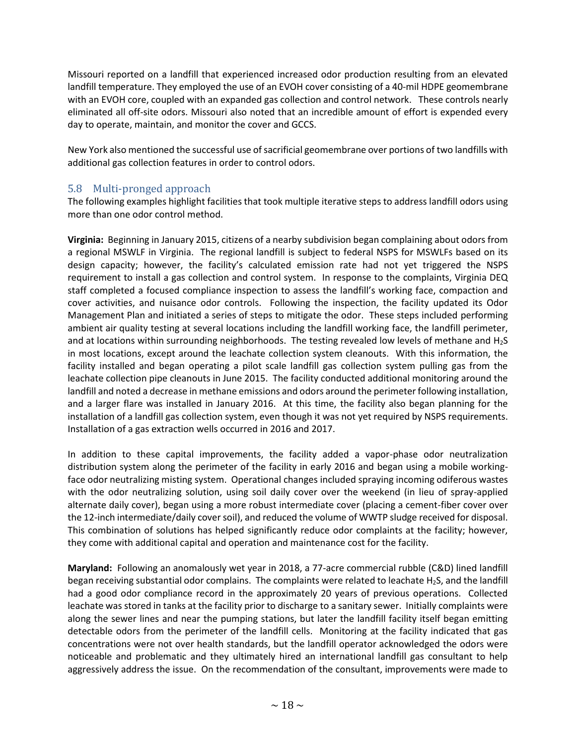Missouri reported on a landfill that experienced increased odor production resulting from an elevated landfill temperature. They employed the use of an EVOH cover consisting of a 40-mil HDPE geomembrane with an EVOH core, coupled with an expanded gas collection and control network. These controls nearly eliminated all off-site odors. Missouri also noted that an incredible amount of effort is expended every day to operate, maintain, and monitor the cover and GCCS.

New York also mentioned the successful use of sacrificial geomembrane over portions of two landfills with additional gas collection features in order to control odors.

## 5.8 Multi-pronged approach

The following examples highlight facilities that took multiple iterative steps to address landfill odors using more than one odor control method.

**Virginia:** Beginning in January 2015, citizens of a nearby subdivision began complaining about odors from a regional MSWLF in Virginia. The regional landfill is subject to federal NSPS for MSWLFs based on its design capacity; however, the facility's calculated emission rate had not yet triggered the NSPS requirement to install a gas collection and control system. In response to the complaints, Virginia DEQ staff completed a focused compliance inspection to assess the landfill's working face, compaction and cover activities, and nuisance odor controls. Following the inspection, the facility updated its Odor Management Plan and initiated a series of steps to mitigate the odor. These steps included performing ambient air quality testing at several locations including the landfill working face, the landfill perimeter, and at locations within surrounding neighborhoods. The testing revealed low levels of methane and $H_2S$ in most locations, except around the leachate collection system cleanouts. With this information, the facility installed and began operating a pilot scale landfill gas collection system pulling gas from the leachate collection pipe cleanouts in June 2015. The facility conducted additional monitoring around the landfill and noted a decrease in methane emissions and odors around the perimeter following installation, and a larger flare was installed in January 2016. At this time, the facility also began planning for the installation of a landfill gas collection system, even though it was not yet required by NSPS requirements. Installation of a gas extraction wells occurred in 2016 and 2017.

In addition to these capital improvements, the facility added a vapor-phase odor neutralization distribution system along the perimeter of the facility in early 2016 and began using a mobile working-face odor neutralizing misting system. Operational changes included spraying incoming odiferous wastes with the odor neutralizing solution, using soil daily cover over the weekend (in lieu of spray-applied alternate daily cover), began using a more robust intermediate cover (placing a cement-fiber cover over the 12-inch intermediate/daily cover soil), and reduced the volume of WWTP sludge received for disposal. This combination of solutions has helped significantly reduce odor complaints at the facility; however, they come with additional capital and operation and maintenance cost for the facility.

**Maryland:** Following an anomalously wet year in 2018, a 77-acre commercial rubble (C&D) lined landfill began receiving substantial odor complains. The complaints were related to leachate $H_2S$, and the landfill had a good odor compliance record in the approximately 20 years of previous operations. Collected leachate was stored in tanks at the facility prior to discharge to a sanitary sewer. Initially complaints were along the sewer lines and near the pumping stations, but later the landfill facility itself began emitting detectable odors from the perimeter of the landfill cells. Monitoring at the facility indicated that gas concentrations were not over health standards, but the landfill operator acknowledged the odors were noticeable and problematic and they ultimately hired an international landfill gas consultant to help aggressively address the issue. On the recommendation of the consultant, improvements were made to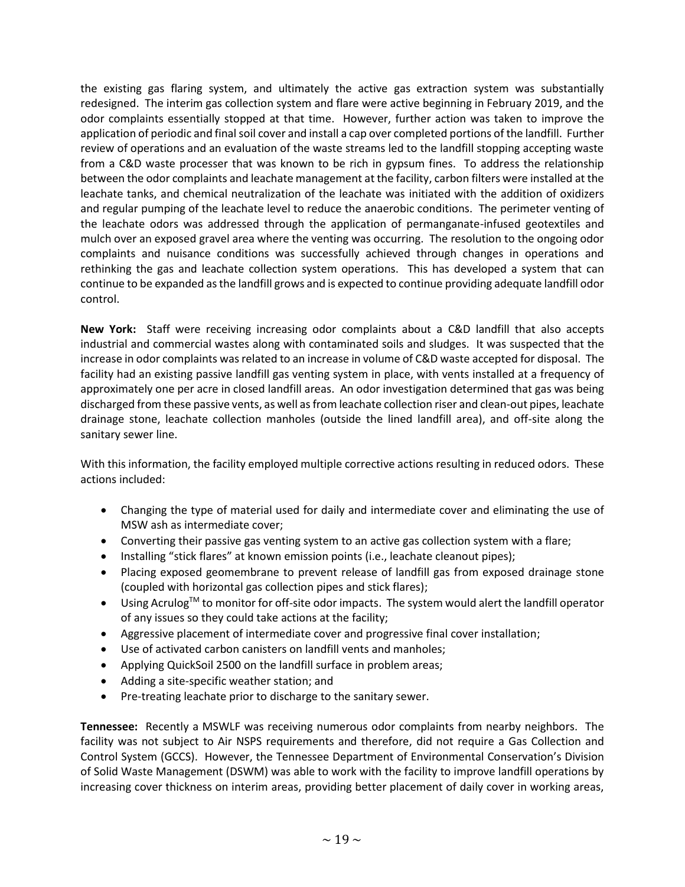the existing gas flaring system, and ultimately the active gas extraction system was substantially redesigned. The interim gas collection system and flare were active beginning in February 2019, and the odor complaints essentially stopped at that time. However, further action was taken to improve the application of periodic and final soil cover and install a cap over completed portions of the landfill. Further review of operations and an evaluation of the waste streams led to the landfill stopping accepting waste from a C&D waste processer that was known to be rich in gypsum fines. To address the relationship between the odor complaints and leachate management at the facility, carbon filters were installed at the leachate tanks, and chemical neutralization of the leachate was initiated with the addition of oxidizers and regular pumping of the leachate level to reduce the anaerobic conditions. The perimeter venting of the leachate odors was addressed through the application of permanganate-infused geotextiles and mulch over an exposed gravel area where the venting was occurring. The resolution to the ongoing odor complaints and nuisance conditions was successfully achieved through changes in operations and rethinking the gas and leachate collection system operations. This has developed a system that can continue to be expanded as the landfill grows and is expected to continue providing adequate landfill odor control.

**New York:** Staff were receiving increasing odor complaints about a C&D landfill that also accepts industrial and commercial wastes along with contaminated soils and sludges. It was suspected that the increase in odor complaints was related to an increase in volume of C&D waste accepted for disposal. The facility had an existing passive landfill gas venting system in place, with vents installed at a frequency of approximately one per acre in closed landfill areas. An odor investigation determined that gas was being discharged from these passive vents, as well as from leachate collection riser and clean-out pipes, leachate drainage stone, leachate collection manholes (outside the lined landfill area), and off-site along the sanitary sewer line.

With this information, the facility employed multiple corrective actions resulting in reduced odors. These actions included:

- Changing the type of material used for daily and intermediate cover and eliminating the use of MSW ash as intermediate cover;
- Converting their passive gas venting system to an active gas collection system with a flare;
- Installing "stick flares" at known emission points (i.e., leachate cleanout pipes);
- Placing exposed geomembrane to prevent release of landfill gas from exposed drainage stone (coupled with horizontal gas collection pipes and stick flares);
- Using Acrulog™ to monitor for off-site odor impacts. The system would alert the landfill operator of any issues so they could take actions at the facility;
- Aggressive placement of intermediate cover and progressive final cover installation;
- Use of activated carbon canisters on landfill vents and manholes;
- Applying QuickSoil 2500 on the landfill surface in problem areas;
- Adding a site-specific weather station; and
- Pre-treating leachate prior to discharge to the sanitary sewer.

**Tennessee:** Recently a MSWLF was receiving numerous odor complaints from nearby neighbors. The facility was not subject to Air NSPS requirements and therefore, did not require a Gas Collection and Control System (GCCS). However, the Tennessee Department of Environmental Conservation's Division of Solid Waste Management (DSWM) was able to work with the facility to improve landfill operations by increasing cover thickness on interim areas, providing better placement of daily cover in working areas,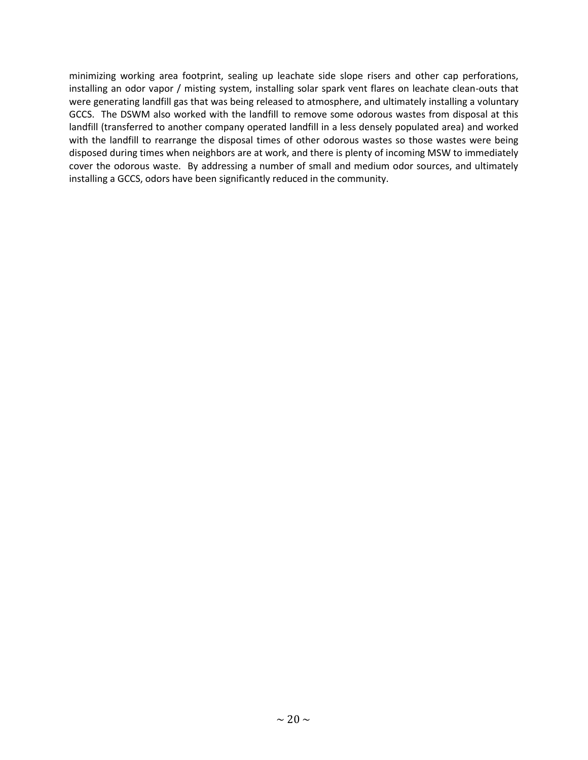minimizing working area footprint, sealing up leachate side slope risers and other cap perforations, installing an odor vapor / misting system, installing solar spark vent flares on leachate clean-outs that were generating landfill gas that was being released to atmosphere, and ultimately installing a voluntary GCCS. The DSWM also worked with the landfill to remove some odorous wastes from disposal at this landfill (transferred to another company operated landfill in a less densely populated area) and worked with the landfill to rearrange the disposal times of other odorous wastes so those wastes were being disposed during times when neighbors are at work, and there is plenty of incoming MSW to immediately cover the odorous waste. By addressing a number of small and medium odor sources, and ultimately installing a GCCS, odors have been significantly reduced in the community.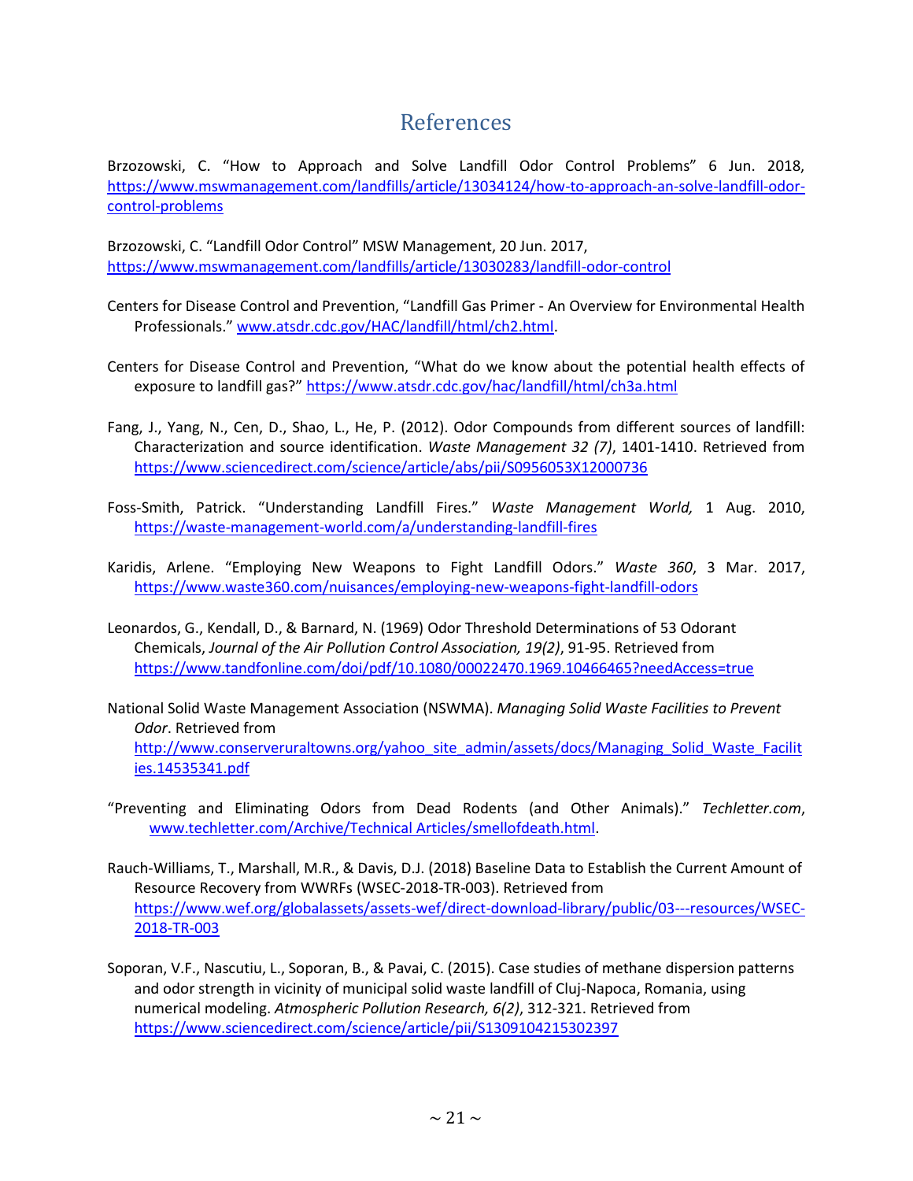# References

Brzozowski, C. "How to Approach and Solve Landfill Odor Control Problems" 6 Jun. 2018, https://www.mswmanagement.com/landfills/article/13034124/how-to-approach-an-solve-landfill-odor-control-problems

Brzozowski, C. "Landfill Odor Control" MSW Management, 20 Jun. 2017, https://www.mswmanagement.com/landfills/article/13030283/landfill-odor-control

Centers for Disease Control and Prevention, "Landfill Gas Primer - An Overview for Environmental Health Professionals." www.atsdr.cdc.gov/HAC/landfill/html/ch2.html.

Centers for Disease Control and Prevention, "What do we know about the potential health effects of exposure to landfill gas?" https://www.atsdr.cdc.gov/hac/landfill/html/ch3a.html

Fang, J., Yang, N., Cen, D., Shao, L., He, P. (2012). Odor Compounds from different sources of landfill: Characterization and source identification. *Waste Management 32 (7)*, 1401-1410. Retrieved from https://www.sciencedirect.com/science/article/abs/pii/S0956053X12000736

Foss-Smith, Patrick. "Understanding Landfill Fires." *Waste Management World,* 1 Aug. 2010, https://waste-management-world.com/a/understanding-landfill-fires

Karidis, Arlene. "Employing New Weapons to Fight Landfill Odors." *Waste 360*, 3 Mar. 2017, https://www.waste360.com/nuisances/employing-new-weapons-fight-landfill-odors

Leonardos, G., Kendall, D., & Barnard, N. (1969) Odor Threshold Determinations of 53 Odorant Chemicals, *Journal of the Air Pollution Control Association, 19(2)*, 91-95. Retrieved from https://www.tandfonline.com/doi/pdf/10.1080/00022470.1969.10466465?needAccess=true

National Solid Waste Management Association (NSWMA). *Managing Solid Waste Facilities to Prevent Odor*. Retrieved from http://www.conserveruraltowns.org/yahoo_site_admin/assets/docs/Managing_Solid_Waste_Facilities.14535341.pdf

"Preventing and Eliminating Odors from Dead Rodents (and Other Animals)." *Techletter.com*, www.techletter.com/Archive/Technical Articles/smellofdeath.html.

Rauch-Williams, T., Marshall, M.R., & Davis, D.J. (2018) Baseline Data to Establish the Current Amount of Resource Recovery from WWRFs (WSEC-2018-TR-003). Retrieved from https://www.wef.org/globalassets/assets-wef/direct-download-library/public/03---resources/WSEC-2018-TR-003

Soporan, V.F., Nascutiu, L., Soporan, B., & Pavai, C. (2015). Case studies of methane dispersion patterns and odor strength in vicinity of municipal solid waste landfill of Cluj-Napoca, Romania, using numerical modeling. *Atmospheric Pollution Research, 6(2)*, 312-321. Retrieved from https://www.sciencedirect.com/science/article/pii/S1309104215302397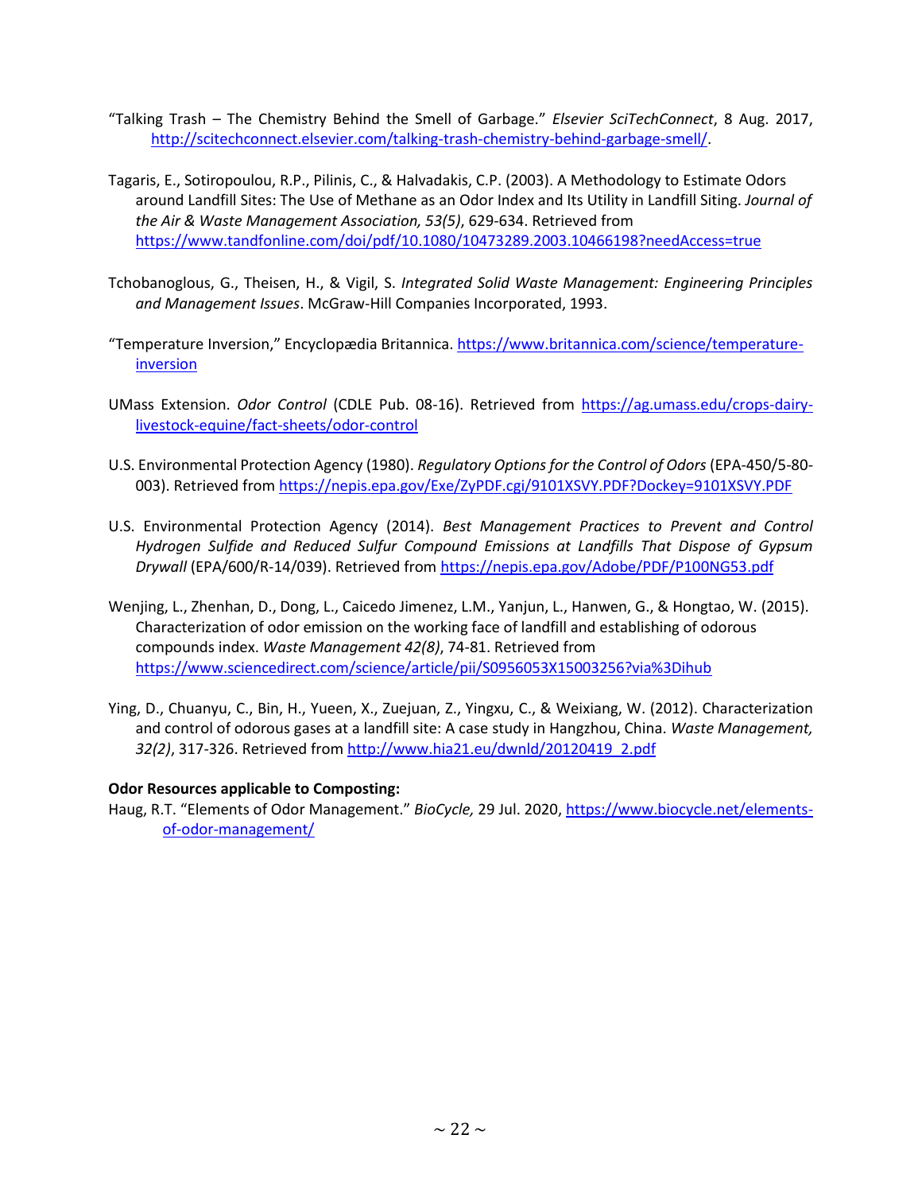"Talking Trash – The Chemistry Behind the Smell of Garbage." *Elsevier SciTechConnect*, 8 Aug. 2017, http://scitechconnect.elsevier.com/talking-trash-chemistry-behind-garbage-smell/.

Tagaris, E., Sotiropoulou, R.P., Pilinis, C., & Halvadakis, C.P. (2003). A Methodology to Estimate Odors around Landfill Sites: The Use of Methane as an Odor Index and Its Utility in Landfill Siting. *Journal of the Air & Waste Management Association, 53(5)*, 629-634. Retrieved from https://www.tandfonline.com/doi/pdf/10.1080/10473289.2003.10466198?needAccess=true

Tchobanoglous, G., Theisen, H., & Vigil, S. *Integrated Solid Waste Management: Engineering Principles and Management Issues*. McGraw-Hill Companies Incorporated, 1993.

"Temperature Inversion," Encyclopædia Britannica. https://www.britannica.com/science/temperature-inversion

UMass Extension. *Odor Control* (CDLE Pub. 08-16). Retrieved from https://ag.umass.edu/crops-dairy-livestock-equine/fact-sheets/odor-control

U.S. Environmental Protection Agency (1980). *Regulatory Options for the Control of Odors* (EPA-450/5-80-003). Retrieved from https://nepis.epa.gov/Exe/ZyPDF.cgi/9101XSVY.PDF?Dockey=9101XSVY.PDF

U.S. Environmental Protection Agency (2014). *Best Management Practices to Prevent and Control Hydrogen Sulfide and Reduced Sulfur Compound Emissions at Landfills That Dispose of Gypsum Drywall* (EPA/600/R-14/039). Retrieved from https://nepis.epa.gov/Adobe/PDF/P100NG53.pdf

Wenjing, L., Zhenhan, D., Dong, L., Caicedo Jimenez, L.M., Yanjun, L., Hanwen, G., & Hongtao, W. (2015). Characterization of odor emission on the working face of landfill and establishing of odorous compounds index. *Waste Management 42(8)*, 74-81. Retrieved from https://www.sciencedirect.com/science/article/pii/S0956053X15003256?via%3Dihub

Ying, D., Chuanyu, C., Bin, H., Yueen, X., Zuejuan, Z., Yingxu, C., & Weixiang, W. (2012). Characterization and control of odorous gases at a landfill site: A case study in Hangzhou, China. *Waste Management, 32(2)*, 317-326. Retrieved from http://www.hia21.eu/dwnld/20120419_2.pdf

**Odor Resources applicable to Composting:**

Haug, R.T. "Elements of Odor Management." *BioCycle,* 29 Jul. 2020, https://www.biocycle.net/elements-of-odor-management/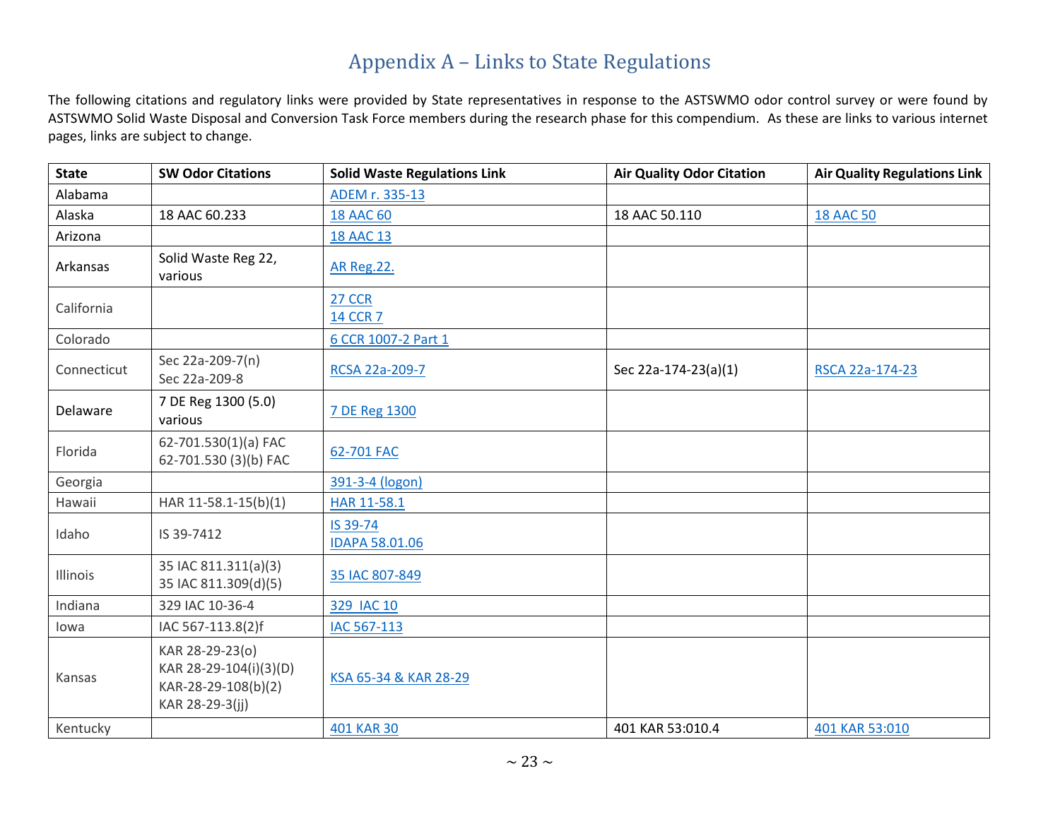# Appendix A – Links to State Regulations

The following citations and regulatory links were provided by State representatives in response to the ASTSWMO odor control survey or were found by ASTSWMO Solid Waste Disposal and Conversion Task Force members during the research phase for this compendium. As these are links to various internet pages, links are subject to change.

| State | SW Odor Citations | Solid Waste Regulations Link | Air Quality Odor Citation | Air Quality Regulations Link |
|---|---|---|---|---|
| Alabama | | ADEM r. 335-13 | | |
| Alaska | 18 AAC 60.233 | 18 AAC 60 | 18 AAC 50.110 | 18 AAC 50 |
| Arizona | | 18 AAC 13 | | |
| Arkansas | Solid Waste Reg 22, various | AR Reg.22. | | |
| California | | 27 CCR<br>14 CCR 7 | | |
| Colorado | | 6 CCR 1007-2 Part 1 | | |
| Connecticut | Sec 22a-209-7(n)<br>Sec 22a-209-8 | RCSA 22a-209-7 | Sec 22a-174-23(a)(1) | RSCA 22a-174-23 |
| Delaware | 7 DE Reg 1300 (5.0) various | 7 DE Reg 1300 | | |
| Florida | 62-701.530(1)(a) FAC<br>62-701.530 (3)(b) FAC | 62-701 FAC | | |
| Georgia | | 391-3-4 (logon) | | |
| Hawaii | HAR 11-58.1-15(b)(1) | HAR 11-58.1 | | |
| Idaho | IS 39-7412 | IS 39-74<br>IDAPA 58.01.06 | | |
| Illinois | 35 IAC 811.311(a)(3)<br>35 IAC 811.309(d)(5) | 35 IAC 807-849 | | |
| Indiana | 329 IAC 10-36-4 | 329 IAC 10 | | |
| Iowa | IAC 567-113.8(2)f | IAC 567-113 | | |
| Kansas | KAR 28-29-23(o)<br>KAR 28-29-104(i)(3)(D)<br>KAR-28-29-108(b)(2)<br>KAR 28-29-3(jj) | KSA 65-34 & KAR 28-29 | | |
| Kentucky | | 401 KAR 30 | 401 KAR 53:010.4 | 401 KAR 53:010 |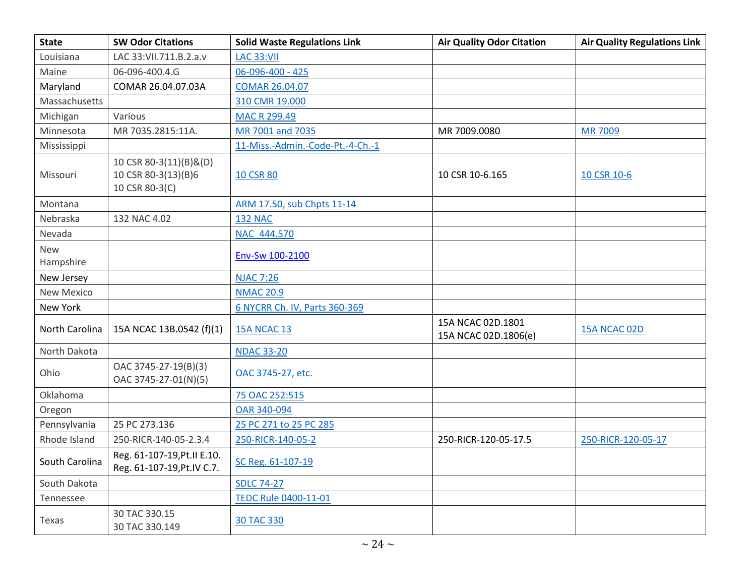| State | SW Odor Citations | Solid Waste Regulations Link | Air Quality Odor Citation | Air Quality Regulations Link |
|---|---|---|---|---|
| Louisiana | LAC 33:VII.711.B.2.a.v | LAC 33:VII | | |
| Maine | 06-096-400.4.G | 06-096-400 - 425 | | |
| Maryland | COMAR 26.04.07.03A | COMAR 26.04.07 | | |
| Massachusetts | | 310 CMR 19.000 | | |
| Michigan | Various | MAC R 299.49 | | |
| Minnesota | MR 7035.2815:11A. | MR 7001 and 7035 | MR 7009.0080 | MR 7009 |
| Mississippi | | 11-Miss.-Admin.-Code-Pt.-4-Ch.-1 | | |
| Missouri | 10 CSR 80-3(11)(B)&(D)<br>10 CSR 80-3(13)(B)6<br>10 CSR 80-3(C) | 10 CSR 80 | 10 CSR 10-6.165 | 10 CSR 10-6 |
| Montana | | ARM 17.50, sub Chpts 11-14 | | |
| Nebraska | 132 NAC 4.02 | 132 NAC | | |
| Nevada | | NAC 444.570 | | |
| New Hampshire | | Env-Sw 100-2100 | | |
| New Jersey | | NJAC 7:26 | | |
| New Mexico | | NMAC 20.9 | | |
| New York | | 6 NYCRR Ch. IV, Parts 360-369 | | |
| North Carolina | 15A NCAC 13B.0542 (f)(1) | 15A NCAC 13 | 15A NCAC 02D.1801<br>15A NCAC 02D.1806(e) | 15A NCAC 02D |
| North Dakota | | NDAC 33-20 | | |
| Ohio | OAC 3745-27-19(B)(3)<br>OAC 3745-27-01(N)(5) | OAC 3745-27, etc. | | |
| Oklahoma | | 75 OAC 252:515 | | |
| Oregon | | OAR 340-094 | | |
| Pennsylvania | 25 PC 273.136 | 25 PC 271 to 25 PC 285 | | |
| Rhode Island | 250-RICR-140-05-2.3.4 | 250-RICR-140-05-2 | 250-RICR-120-05-17.5 | 250-RICR-120-05-17 |
| South Carolina | Reg. 61-107-19,Pt.II E.10.<br>Reg. 61-107-19,Pt.IV C.7. | SC Reg. 61-107-19 | | |
| South Dakota | | SDLC 74-27 | | |
| Tennessee | | TEDC Rule 0400-11-01 | | |
| Texas | 30 TAC 330.15<br>30 TAC 330.149 | 30 TAC 330 | | |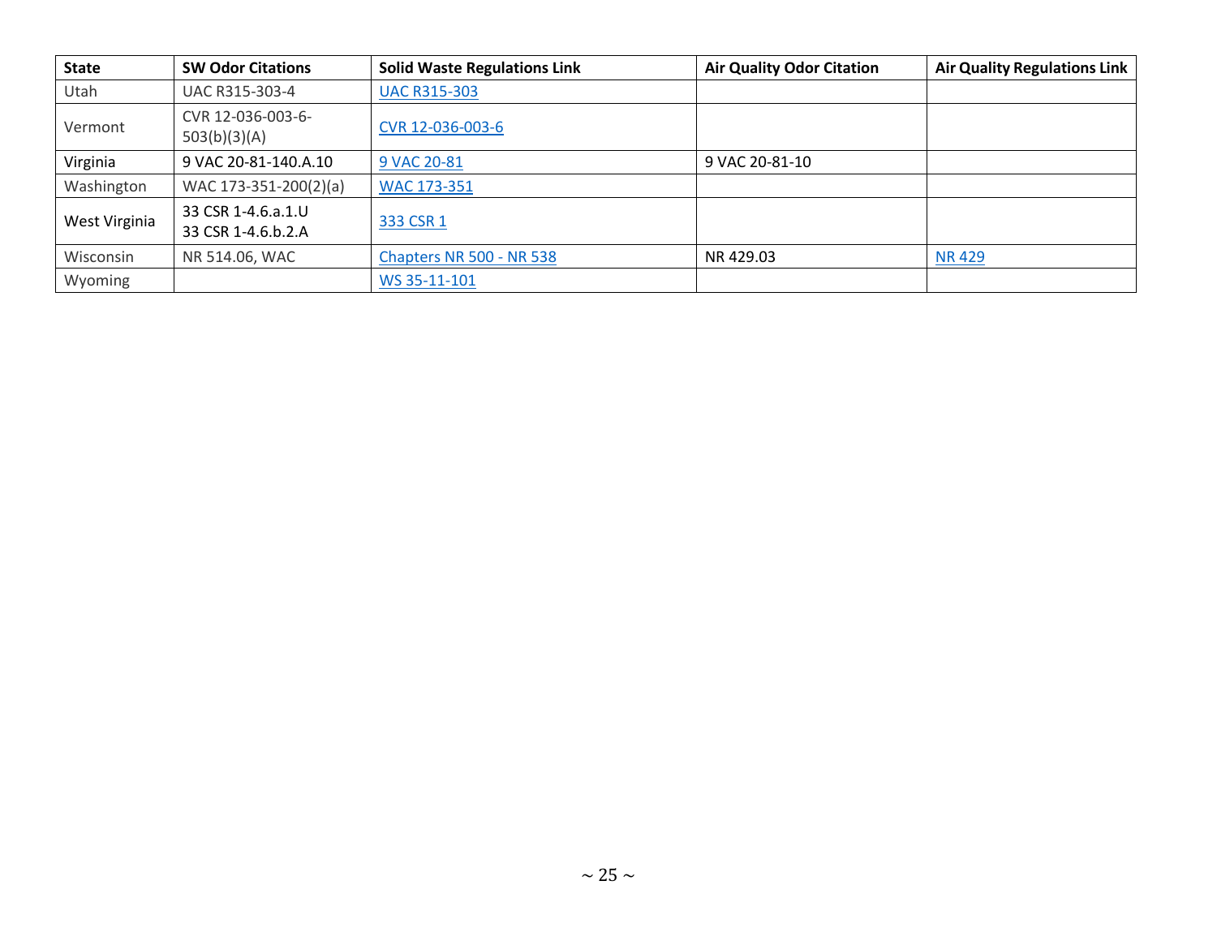| State | SW Odor Citations | Solid Waste Regulations Link | Air Quality Odor Citation | Air Quality Regulations Link |
|---|---|---|---|---|
| Utah | UAC R315-303-4 | UAC R315-303 | | |
| Vermont | CVR 12-036-003-6-503(b)(3)(A) | CVR 12-036-003-6 | | |
| Virginia | 9 VAC 20-81-140.A.10 | 9 VAC 20-81 | 9 VAC 20-81-10 | |
| Washington | WAC 173-351-200(2)(a) | WAC 173-351 | | |
| West Virginia | 33 CSR 1-4.6.a.1.U<br>33 CSR 1-4.6.b.2.A | 333 CSR 1 | | |
| Wisconsin | NR 514.06, WAC | Chapters NR 500 - NR 538 | NR 429.03 | NR 429 |
| Wyoming | | WS 35-11-101 | | |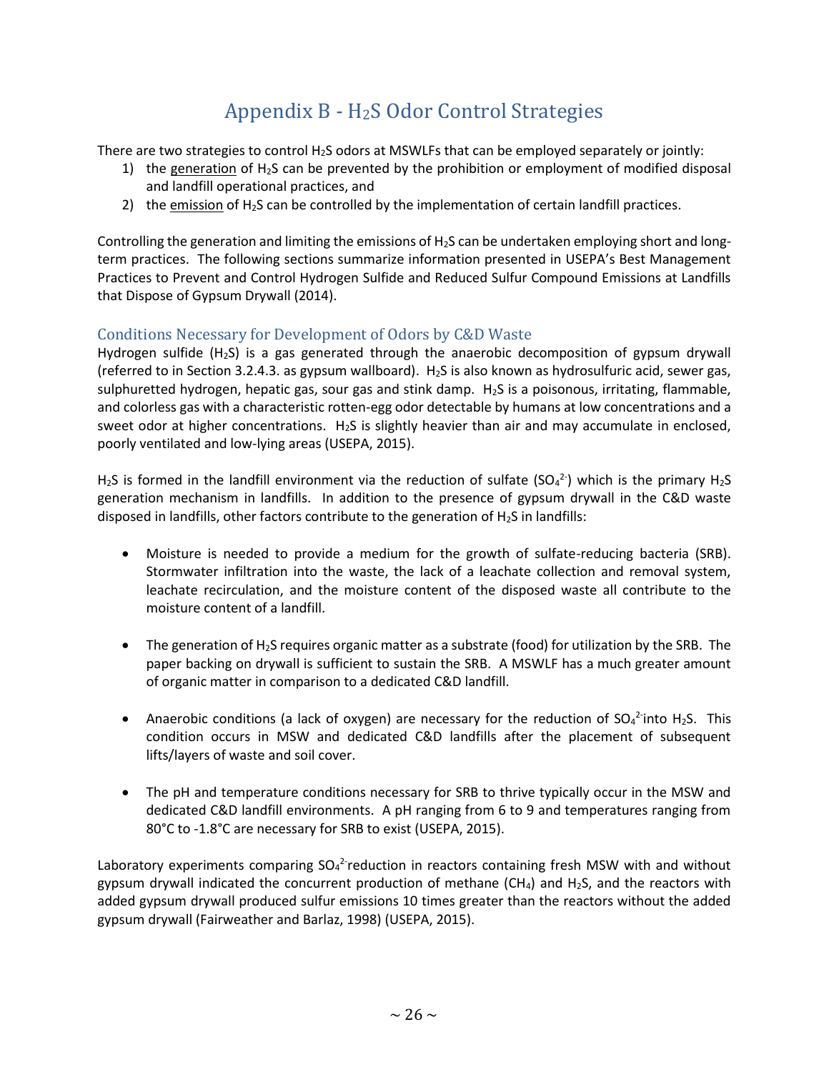# Appendix B - $H_2S$ Odor Control Strategies

There are two strategies to control $H_2S$ odors at MSWLFs that can be employed separately or jointly:

1) the generation of $H_2S$ can be prevented by the prohibition or employment of modified disposal and landfill operational practices, and
2) the emission of $H_2S$ can be controlled by the implementation of certain landfill practices.

Controlling the generation and limiting the emissions of $H_2S$ can be undertaken employing short and long-term practices. The following sections summarize information presented in USEPA's Best Management Practices to Prevent and Control Hydrogen Sulfide and Reduced Sulfur Compound Emissions at Landfills that Dispose of Gypsum Drywall (2014).

## Conditions Necessary for Development of Odors by C&D Waste

Hydrogen sulfide ($H_2S$) is a gas generated through the anaerobic decomposition of gypsum drywall (referred to in Section 3.2.4.3. as gypsum wallboard). $H_2S$ is also known as hydrosulfuric acid, sewer gas, sulphuretted hydrogen, hepatic gas, sour gas and stink damp. $H_2S$ is a poisonous, irritating, flammable, and colorless gas with a characteristic rotten-egg odor detectable by humans at low concentrations and a sweet odor at higher concentrations. $H_2S$ is slightly heavier than air and may accumulate in enclosed, poorly ventilated and low-lying areas (USEPA, 2015).

$H_2S$ is formed in the landfill environment via the reduction of sulfate ($SO_4^{2-}$) which is the primary $H_2S$ generation mechanism in landfills. In addition to the presence of gypsum drywall in the C&D waste disposed in landfills, other factors contribute to the generation of $H_2S$ in landfills:

- Moisture is needed to provide a medium for the growth of sulfate-reducing bacteria (SRB). Stormwater infiltration into the waste, the lack of a leachate collection and removal system, leachate recirculation, and the moisture content of the disposed waste all contribute to the moisture content of a landfill.

- The generation of $H_2S$ requires organic matter as a substrate (food) for utilization by the SRB. The paper backing on drywall is sufficient to sustain the SRB. A MSWLF has a much greater amount of organic matter in comparison to a dedicated C&D landfill.

- Anaerobic conditions (a lack of oxygen) are necessary for the reduction of $SO_4^{2-}$ into $H_2S$. This condition occurs in MSW and dedicated C&D landfills after the placement of subsequent lifts/layers of waste and soil cover.

- The pH and temperature conditions necessary for SRB to thrive typically occur in the MSW and dedicated C&D landfill environments. A pH ranging from 6 to 9 and temperatures ranging from 80°C to -1.8°C are necessary for SRB to exist (USEPA, 2015).

Laboratory experiments comparing $SO_4^{2-}$ reduction in reactors containing fresh MSW with and without gypsum drywall indicated the concurrent production of methane ($CH_4$) and $H_2S$, and the reactors with added gypsum drywall produced sulfur emissions 10 times greater than the reactors without the added gypsum drywall (Fairweather and Barlaz, 1998) (USEPA, 2015).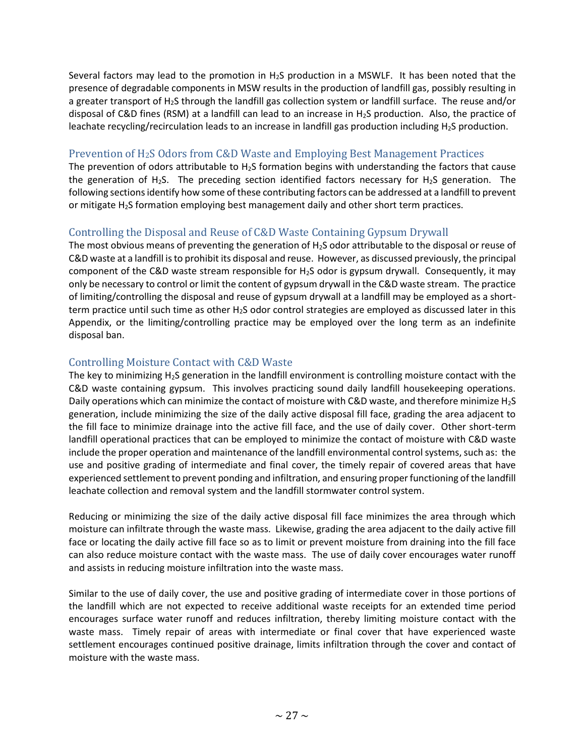Several factors may lead to the promotion in $H_2S$ production in a MSWLF. It has been noted that the presence of degradable components in MSW results in the production of landfill gas, possibly resulting in a greater transport of $H_2S$ through the landfill gas collection system or landfill surface. The reuse and/or disposal of C&D fines (RSM) at a landfill can lead to an increase in $H_2S$ production. Also, the practice of leachate recycling/recirculation leads to an increase in landfill gas production including $H_2S$ production.

### Prevention of $H_2S$ Odors from C&D Waste and Employing Best Management Practices

The prevention of odors attributable to $H_2S$ formation begins with understanding the factors that cause the generation of $H_2S$. The preceding section identified factors necessary for $H_2S$ generation. The following sections identify how some of these contributing factors can be addressed at a landfill to prevent or mitigate $H_2S$ formation employing best management daily and other short term practices.

### Controlling the Disposal and Reuse of C&D Waste Containing Gypsum Drywall

The most obvious means of preventing the generation of $H_2S$ odor attributable to the disposal or reuse of C&D waste at a landfill is to prohibit its disposal and reuse. However, as discussed previously, the principal component of the C&D waste stream responsible for $H_2S$ odor is gypsum drywall. Consequently, it may only be necessary to control or limit the content of gypsum drywall in the C&D waste stream. The practice of limiting/controlling the disposal and reuse of gypsum drywall at a landfill may be employed as a short-term practice until such time as other $H_2S$ odor control strategies are employed as discussed later in this Appendix, or the limiting/controlling practice may be employed over the long term as an indefinite disposal ban.

### Controlling Moisture Contact with C&D Waste

The key to minimizing $H_2S$ generation in the landfill environment is controlling moisture contact with the C&D waste containing gypsum. This involves practicing sound daily landfill housekeeping operations. Daily operations which can minimize the contact of moisture with C&D waste, and therefore minimize $H_2S$ generation, include minimizing the size of the daily active disposal fill face, grading the area adjacent to the fill face to minimize drainage into the active fill face, and the use of daily cover. Other short-term landfill operational practices that can be employed to minimize the contact of moisture with C&D waste include the proper operation and maintenance of the landfill environmental control systems, such as: the use and positive grading of intermediate and final cover, the timely repair of covered areas that have experienced settlement to prevent ponding and infiltration, and ensuring proper functioning of the landfill leachate collection and removal system and the landfill stormwater control system.

Reducing or minimizing the size of the daily active disposal fill face minimizes the area through which moisture can infiltrate through the waste mass. Likewise, grading the area adjacent to the daily active fill face or locating the daily active fill face so as to limit or prevent moisture from draining into the fill face can also reduce moisture contact with the waste mass. The use of daily cover encourages water runoff and assists in reducing moisture infiltration into the waste mass.

Similar to the use of daily cover, the use and positive grading of intermediate cover in those portions of the landfill which are not expected to receive additional waste receipts for an extended time period encourages surface water runoff and reduces infiltration, thereby limiting moisture contact with the waste mass. Timely repair of areas with intermediate or final cover that have experienced waste settlement encourages continued positive drainage, limits infiltration through the cover and contact of moisture with the waste mass.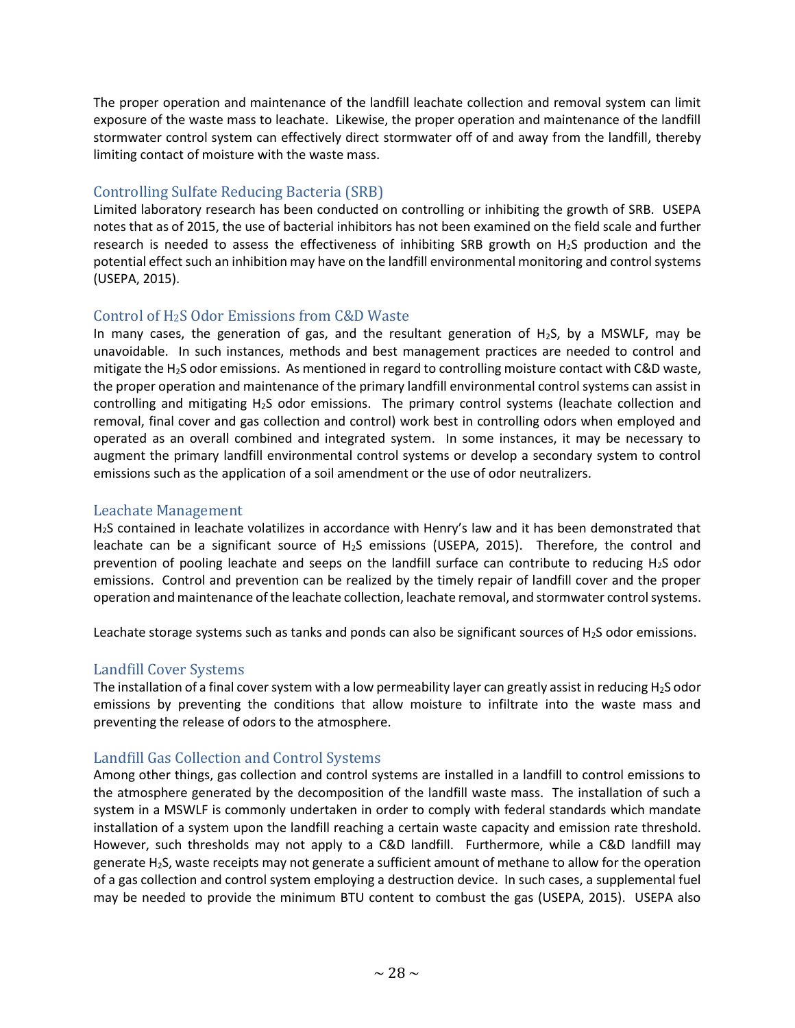The proper operation and maintenance of the landfill leachate collection and removal system can limit exposure of the waste mass to leachate. Likewise, the proper operation and maintenance of the landfill stormwater control system can effectively direct stormwater off of and away from the landfill, thereby limiting contact of moisture with the waste mass.

### Controlling Sulfate Reducing Bacteria (SRB)

Limited laboratory research has been conducted on controlling or inhibiting the growth of SRB. USEPA notes that as of 2015, the use of bacterial inhibitors has not been examined on the field scale and further research is needed to assess the effectiveness of inhibiting SRB growth on $H_2S$ production and the potential effect such an inhibition may have on the landfill environmental monitoring and control systems (USEPA, 2015).

### Control of $H_2S$ Odor Emissions from C&D Waste

In many cases, the generation of gas, and the resultant generation of $H_2S$, by a MSWLF, may be unavoidable. In such instances, methods and best management practices are needed to control and mitigate the $H_2S$ odor emissions. As mentioned in regard to controlling moisture contact with C&D waste, the proper operation and maintenance of the primary landfill environmental control systems can assist in controlling and mitigating $H_2S$ odor emissions. The primary control systems (leachate collection and removal, final cover and gas collection and control) work best in controlling odors when employed and operated as an overall combined and integrated system. In some instances, it may be necessary to augment the primary landfill environmental control systems or develop a secondary system to control emissions such as the application of a soil amendment or the use of odor neutralizers.

### Leachate Management

$H_2S$ contained in leachate volatilizes in accordance with Henry's law and it has been demonstrated that leachate can be a significant source of $H_2S$ emissions (USEPA, 2015). Therefore, the control and prevention of pooling leachate and seeps on the landfill surface can contribute to reducing $H_2S$ odor emissions. Control and prevention can be realized by the timely repair of landfill cover and the proper operation and maintenance of the leachate collection, leachate removal, and stormwater control systems.

Leachate storage systems such as tanks and ponds can also be significant sources of $H_2S$ odor emissions.

### Landfill Cover Systems

The installation of a final cover system with a low permeability layer can greatly assist in reducing $H_2S$ odor emissions by preventing the conditions that allow moisture to infiltrate into the waste mass and preventing the release of odors to the atmosphere.

### Landfill Gas Collection and Control Systems

Among other things, gas collection and control systems are installed in a landfill to control emissions to the atmosphere generated by the decomposition of the landfill waste mass. The installation of such a system in a MSWLF is commonly undertaken in order to comply with federal standards which mandate installation of a system upon the landfill reaching a certain waste capacity and emission rate threshold. However, such thresholds may not apply to a C&D landfill. Furthermore, while a C&D landfill may generate $H_2S$, waste receipts may not generate a sufficient amount of methane to allow for the operation of a gas collection and control system employing a destruction device. In such cases, a supplemental fuel may be needed to provide the minimum BTU content to combust the gas (USEPA, 2015). USEPA also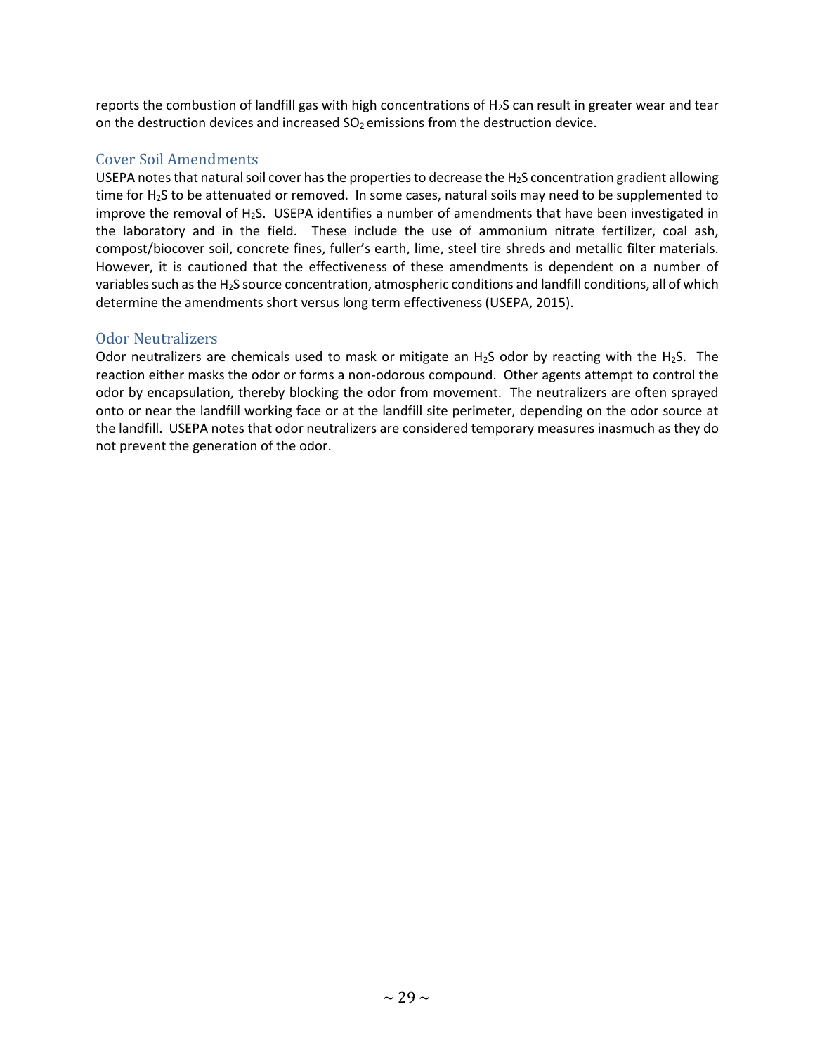reports the combustion of landfill gas with high concentrations of $H_2S$ can result in greater wear and tear on the destruction devices and increased $SO_2$ emissions from the destruction device.

### Cover Soil Amendments

USEPA notes that natural soil cover has the properties to decrease the $H_2S$ concentration gradient allowing time for $H_2S$ to be attenuated or removed. In some cases, natural soils may need to be supplemented to improve the removal of $H_2S$. USEPA identifies a number of amendments that have been investigated in the laboratory and in the field. These include the use of ammonium nitrate fertilizer, coal ash, compost/biocover soil, concrete fines, fuller's earth, lime, steel tire shreds and metallic filter materials. However, it is cautioned that the effectiveness of these amendments is dependent on a number of variables such as the $H_2S$ source concentration, atmospheric conditions and landfill conditions, all of which determine the amendments short versus long term effectiveness (USEPA, 2015).

### Odor Neutralizers

Odor neutralizers are chemicals used to mask or mitigate an $H_2S$ odor by reacting with the $H_2S$. The reaction either masks the odor or forms a non-odorous compound. Other agents attempt to control the odor by encapsulation, thereby blocking the odor from movement. The neutralizers are often sprayed onto or near the landfill working face or at the landfill site perimeter, depending on the odor source at the landfill. USEPA notes that odor neutralizers are considered temporary measures inasmuch as they do not prevent the generation of the odor.